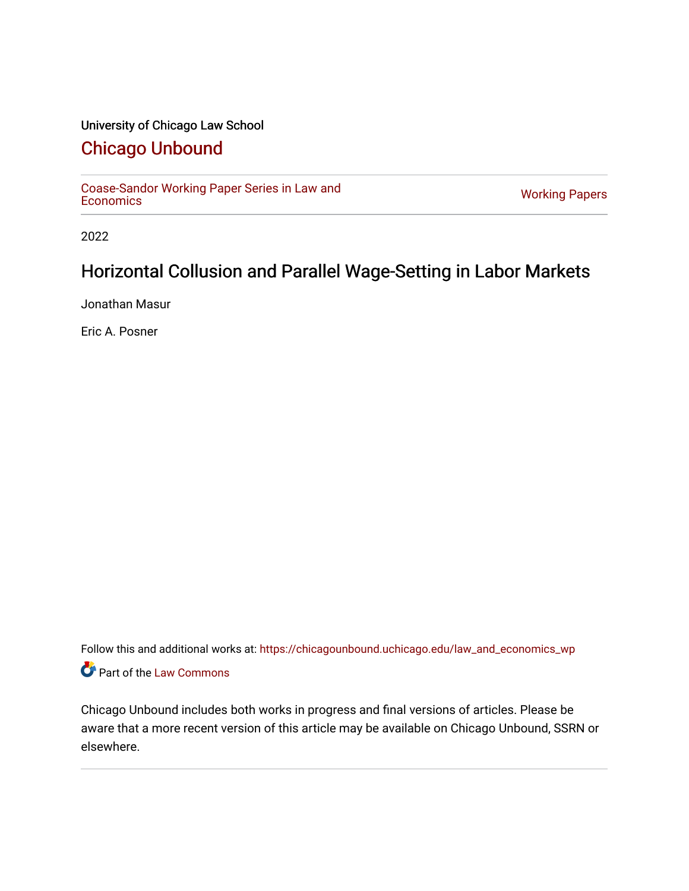University of Chicago Law School

# Chicago Unbound

Coase-Sandor Working Paper Series in Law and Economics

Working Papers

2022

## Horizontal Collusion and Parallel Wage-Setting in Labor Markets

Jonathan Masur

Eric A. Posner

Follow this and additional works at: https://chicagounbound.uchicago.edu/law_and_economics_wp

Part of the Law Commons

Chicago Unbound includes both works in progress and final versions of articles. Please be aware that a more recent version of this article may be available on Chicago Unbound, SSRN or elsewhere.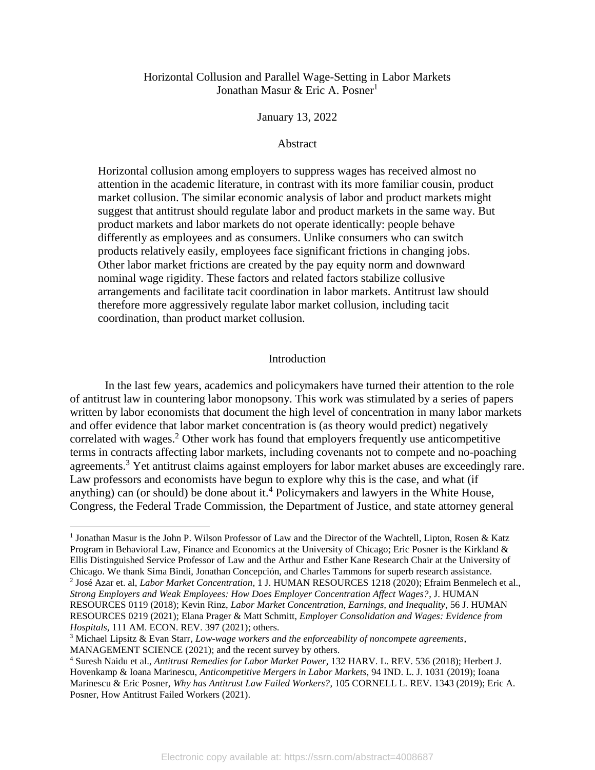Horizontal Collusion and Parallel Wage-Setting in Labor Markets
Jonathan Masur & Eric A. Posner[1]

January 13, 2022

Abstract

> Horizontal collusion among employers to suppress wages has received almost no attention in the academic literature, in contrast with its more familiar cousin, product market collusion. The similar economic analysis of labor and product markets might suggest that antitrust should regulate labor and product markets in the same way. But product markets and labor markets do not operate identically: people behave differently as employees and as consumers. Unlike consumers who can switch products relatively easily, employees face significant frictions in changing jobs. Other labor market frictions are created by the pay equity norm and downward nominal wage rigidity. These factors and related factors stabilize collusive arrangements and facilitate tacit coordination in labor markets. Antitrust law should therefore more aggressively regulate labor market collusion, including tacit coordination, than product market collusion.

## Introduction

In the last few years, academics and policymakers have turned their attention to the role of antitrust law in countering labor monopsony. This work was stimulated by a series of papers written by labor economists that document the high level of concentration in many labor markets and offer evidence that labor market concentration is (as theory would predict) negatively correlated with wages.[2] Other work has found that employers frequently use anticompetitive terms in contracts affecting labor markets, including covenants not to compete and no-poaching agreements.[3] Yet antitrust claims against employers for labor market abuses are exceedingly rare. Law professors and economists have begun to explore why this is the case, and what (if anything) can (or should) be done about it.[4] Policymakers and lawyers in the White House, Congress, the Federal Trade Commission, the Department of Justice, and state attorney general

---

[1] Jonathan Masur is the John P. Wilson Professor of Law and the Director of the Wachtell, Lipton, Rosen & Katz Program in Behavioral Law, Finance and Economics at the University of Chicago; Eric Posner is the Kirkland & Ellis Distinguished Service Professor of Law and the Arthur and Esther Kane Research Chair at the University of Chicago. We thank Sima Bindi, Jonathan Concepción, and Charles Tammons for superb research assistance.

[2] José Azar et. al, *Labor Market Concentration*, 1 J. HUMAN RESOURCES 1218 (2020); Efraim Benmelech et al., *Strong Employers and Weak Employees: How Does Employer Concentration Affect Wages?*, J. HUMAN RESOURCES 0119 (2018); Kevin Rinz, *Labor Market Concentration, Earnings, and Inequality*, 56 J. HUMAN RESOURCES 0219 (2021); Elana Prager & Matt Schmitt, *Employer Consolidation and Wages: Evidence from Hospitals*, 111 AM. ECON. REV. 397 (2021); others.

[3] Michael Lipsitz & Evan Starr, *Low-wage workers and the enforceability of noncompete agreements*, MANAGEMENT SCIENCE (2021); and the recent survey by others.

[4] Suresh Naidu et al., *Antitrust Remedies for Labor Market Power*, 132 HARV. L. REV. 536 (2018); Herbert J. Hovenkamp & Ioana Marinescu, *Anticompetitive Mergers in Labor Markets*, 94 IND. L. J. 1031 (2019); Ioana Marinescu & Eric Posner, *Why has Antitrust Law Failed Workers?*, 105 CORNELL L. REV. 1343 (2019); Eric A. Posner, How Antitrust Failed Workers (2021).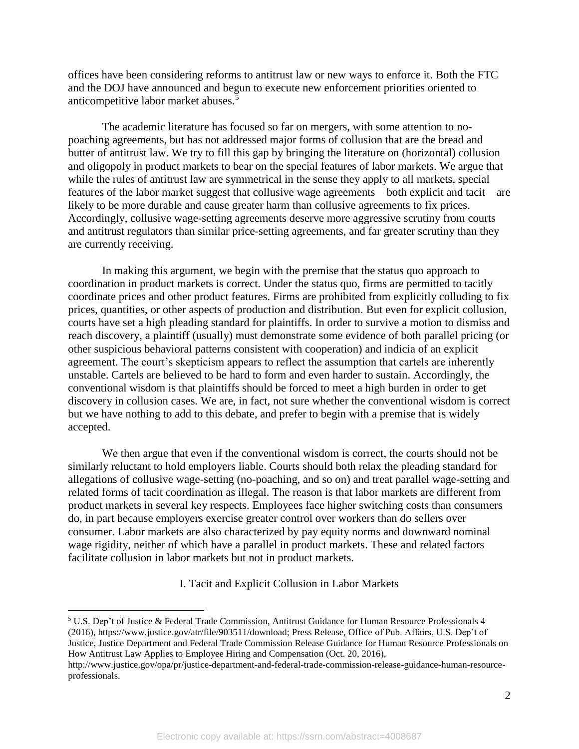offices have been considering reforms to antitrust law or new ways to enforce it. Both the FTC and the DOJ have announced and begun to execute new enforcement priorities oriented to anticompetitive labor market abuses.[5]

The academic literature has focused so far on mergers, with some attention to no-poaching agreements, but has not addressed major forms of collusion that are the bread and butter of antitrust law. We try to fill this gap by bringing the literature on (horizontal) collusion and oligopoly in product markets to bear on the special features of labor markets. We argue that while the rules of antitrust law are symmetrical in the sense they apply to all markets, special features of the labor market suggest that collusive wage agreements—both explicit and tacit—are likely to be more durable and cause greater harm than collusive agreements to fix prices. Accordingly, collusive wage-setting agreements deserve more aggressive scrutiny from courts and antitrust regulators than similar price-setting agreements, and far greater scrutiny than they are currently receiving.

In making this argument, we begin with the premise that the status quo approach to coordination in product markets is correct. Under the status quo, firms are permitted to tacitly coordinate prices and other product features. Firms are prohibited from explicitly colluding to fix prices, quantities, or other aspects of production and distribution. But even for explicit collusion, courts have set a high pleading standard for plaintiffs. In order to survive a motion to dismiss and reach discovery, a plaintiff (usually) must demonstrate some evidence of both parallel pricing (or other suspicious behavioral patterns consistent with cooperation) and indicia of an explicit agreement. The court's skepticism appears to reflect the assumption that cartels are inherently unstable. Cartels are believed to be hard to form and even harder to sustain. Accordingly, the conventional wisdom is that plaintiffs should be forced to meet a high burden in order to get discovery in collusion cases. We are, in fact, not sure whether the conventional wisdom is correct but we have nothing to add to this debate, and prefer to begin with a premise that is widely accepted.

We then argue that even if the conventional wisdom is correct, the courts should not be similarly reluctant to hold employers liable. Courts should both relax the pleading standard for allegations of collusive wage-setting (no-poaching, and so on) and treat parallel wage-setting and related forms of tacit coordination as illegal. The reason is that labor markets are different from product markets in several key respects. Employees face higher switching costs than consumers do, in part because employers exercise greater control over workers than do sellers over consumer. Labor markets are also characterized by pay equity norms and downward nominal wage rigidity, neither of which have a parallel in product markets. These and related factors facilitate collusion in labor markets but not in product markets.

# I. Tacit and Explicit Collusion in Labor Markets

[5] U.S. Dep't of Justice & Federal Trade Commission, Antitrust Guidance for Human Resource Professionals 4 (2016), https://www.justice.gov/atr/file/903511/download; Press Release, Office of Pub. Affairs, U.S. Dep't of Justice, Justice Department and Federal Trade Commission Release Guidance for Human Resource Professionals on How Antitrust Law Applies to Employee Hiring and Compensation (Oct. 20, 2016), http://www.justice.gov/opa/pr/justice-department-and-federal-trade-commission-release-guidance-human-resource-professionals.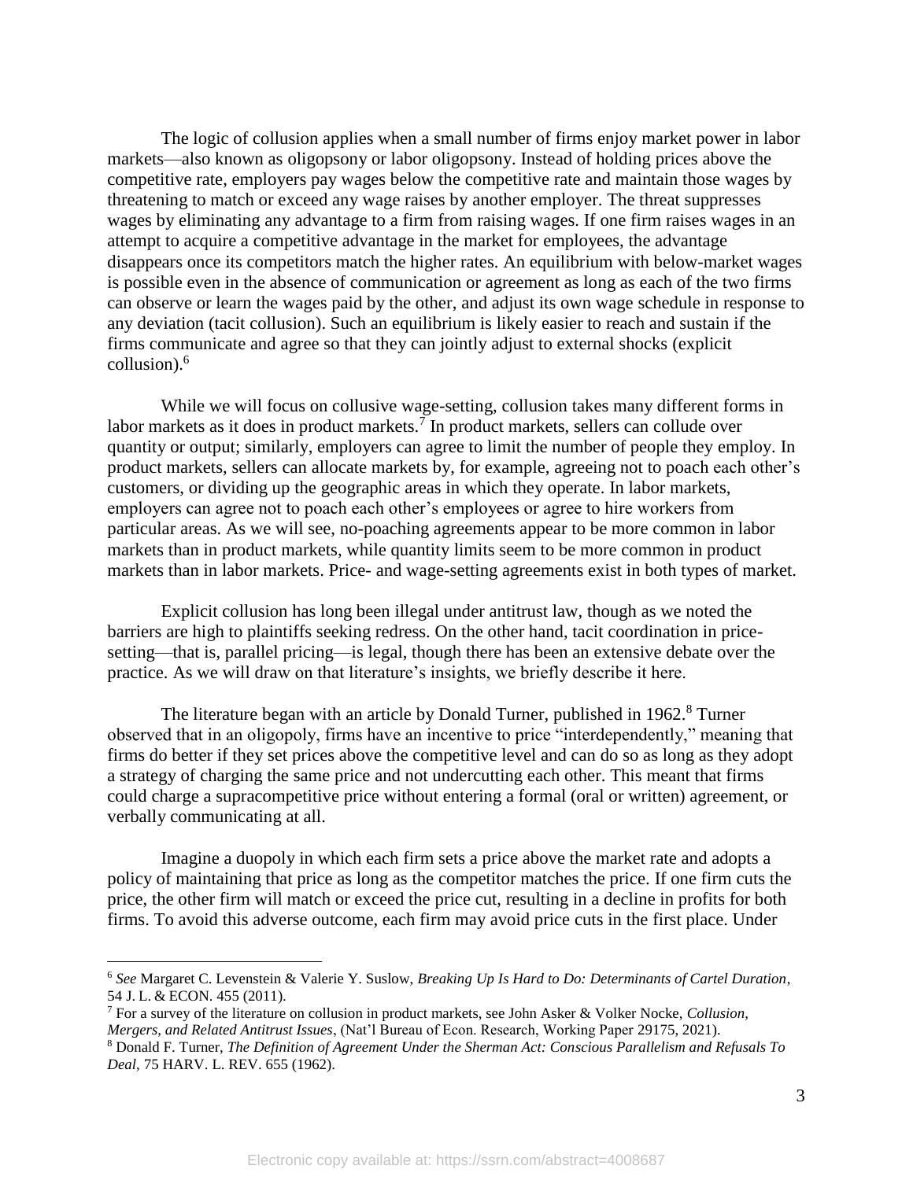The logic of collusion applies when a small number of firms enjoy market power in labor markets—also known as oligopsony or labor oligopsony. Instead of holding prices above the competitive rate, employers pay wages below the competitive rate and maintain those wages by threatening to match or exceed any wage raises by another employer. The threat suppresses wages by eliminating any advantage to a firm from raising wages. If one firm raises wages in an attempt to acquire a competitive advantage in the market for employees, the advantage disappears once its competitors match the higher rates. An equilibrium with below-market wages is possible even in the absence of communication or agreement as long as each of the two firms can observe or learn the wages paid by the other, and adjust its own wage schedule in response to any deviation (tacit collusion). Such an equilibrium is likely easier to reach and sustain if the firms communicate and agree so that they can jointly adjust to external shocks (explicit collusion).[6]

While we will focus on collusive wage-setting, collusion takes many different forms in labor markets as it does in product markets.[7] In product markets, sellers can collude over quantity or output; similarly, employers can agree to limit the number of people they employ. In product markets, sellers can allocate markets by, for example, agreeing not to poach each other's customers, or dividing up the geographic areas in which they operate. In labor markets, employers can agree not to poach each other's employees or agree to hire workers from particular areas. As we will see, no-poaching agreements appear to be more common in labor markets than in product markets, while quantity limits seem to be more common in product markets than in labor markets. Price- and wage-setting agreements exist in both types of market.

Explicit collusion has long been illegal under antitrust law, though as we noted the barriers are high to plaintiffs seeking redress. On the other hand, tacit coordination in price-setting—that is, parallel pricing—is legal, though there has been an extensive debate over the practice. As we will draw on that literature's insights, we briefly describe it here.

The literature began with an article by Donald Turner, published in 1962.[8] Turner observed that in an oligopoly, firms have an incentive to price "interdependently," meaning that firms do better if they set prices above the competitive level and can do so as long as they adopt a strategy of charging the same price and not undercutting each other. This meant that firms could charge a supracompetitive price without entering a formal (oral or written) agreement, or verbally communicating at all.

Imagine a duopoly in which each firm sets a price above the market rate and adopts a policy of maintaining that price as long as the competitor matches the price. If one firm cuts the price, the other firm will match or exceed the price cut, resulting in a decline in profits for both firms. To avoid this adverse outcome, each firm may avoid price cuts in the first place. Under

---

[6] *See* Margaret C. Levenstein & Valerie Y. Suslow, *Breaking Up Is Hard to Do: Determinants of Cartel Duration*, 54 J. L. & ECON. 455 (2011).

[7] For a survey of the literature on collusion in product markets, see John Asker & Volker Nocke, *Collusion, Mergers, and Related Antitrust Issues*, (Nat'l Bureau of Econ. Research, Working Paper 29175, 2021).

[8] Donald F. Turner, *The Definition of Agreement Under the Sherman Act: Conscious Parallelism and Refusals To Deal*, 75 HARV. L. REV. 655 (1962).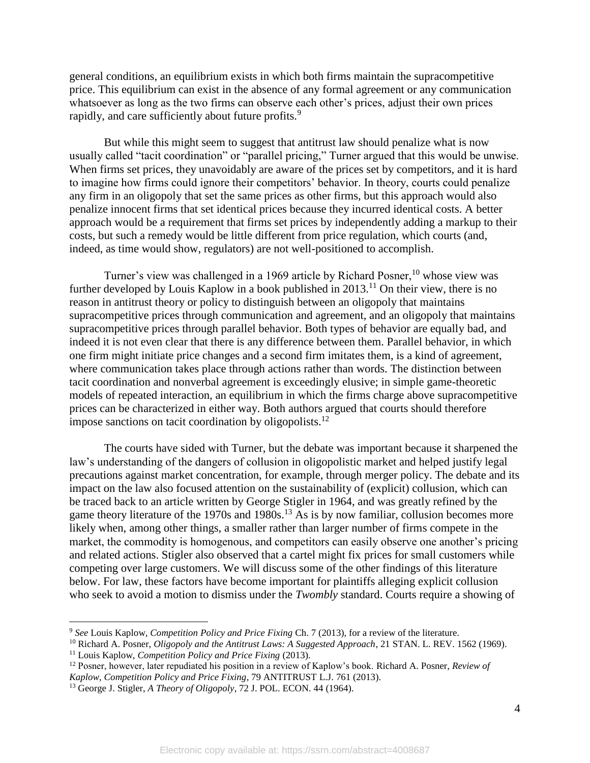general conditions, an equilibrium exists in which both firms maintain the supracompetitive price. This equilibrium can exist in the absence of any formal agreement or any communication whatsoever as long as the two firms can observe each other's prices, adjust their own prices rapidly, and care sufficiently about future profits.[9]

But while this might seem to suggest that antitrust law should penalize what is now usually called "tacit coordination" or "parallel pricing," Turner argued that this would be unwise. When firms set prices, they unavoidably are aware of the prices set by competitors, and it is hard to imagine how firms could ignore their competitors' behavior. In theory, courts could penalize any firm in an oligopoly that set the same prices as other firms, but this approach would also penalize innocent firms that set identical prices because they incurred identical costs. A better approach would be a requirement that firms set prices by independently adding a markup to their costs, but such a remedy would be little different from price regulation, which courts (and, indeed, as time would show, regulators) are not well-positioned to accomplish.

Turner's view was challenged in a 1969 article by Richard Posner,[10] whose view was further developed by Louis Kaplow in a book published in 2013.[11] On their view, there is no reason in antitrust theory or policy to distinguish between an oligopoly that maintains supracompetitive prices through communication and agreement, and an oligopoly that maintains supracompetitive prices through parallel behavior. Both types of behavior are equally bad, and indeed it is not even clear that there is any difference between them. Parallel behavior, in which one firm might initiate price changes and a second firm imitates them, is a kind of agreement, where communication takes place through actions rather than words. The distinction between tacit coordination and nonverbal agreement is exceedingly elusive; in simple game-theoretic models of repeated interaction, an equilibrium in which the firms charge above supracompetitive prices can be characterized in either way. Both authors argued that courts should therefore impose sanctions on tacit coordination by oligopolists.[12]

The courts have sided with Turner, but the debate was important because it sharpened the law's understanding of the dangers of collusion in oligopolistic market and helped justify legal precautions against market concentration, for example, through merger policy. The debate and its impact on the law also focused attention on the sustainability of (explicit) collusion, which can be traced back to an article written by George Stigler in 1964, and was greatly refined by the game theory literature of the 1970s and 1980s.[13] As is by now familiar, collusion becomes more likely when, among other things, a smaller rather than larger number of firms compete in the market, the commodity is homogenous, and competitors can easily observe one another's pricing and related actions. Stigler also observed that a cartel might fix prices for small customers while competing over large customers. We will discuss some of the other findings of this literature below. For law, these factors have become important for plaintiffs alleging explicit collusion who seek to avoid a motion to dismiss under the *Twombly* standard. Courts require a showing of

---

[9] *See* Louis Kaplow, *Competition Policy and Price Fixing* Ch. 7 (2013), for a review of the literature.

[10] Richard A. Posner, *Oligopoly and the Antitrust Laws: A Suggested Approach*, 21 STAN. L. REV. 1562 (1969).

[11] Louis Kaplow, *Competition Policy and Price Fixing* (2013).

[12] Posner, however, later repudiated his position in a review of Kaplow's book. Richard A. Posner, *Review of Kaplow, Competition Policy and Price Fixing*, 79 ANTITRUST L.J. 761 (2013).

[13] George J. Stigler, *A Theory of Oligopoly*, 72 J. POL. ECON. 44 (1964).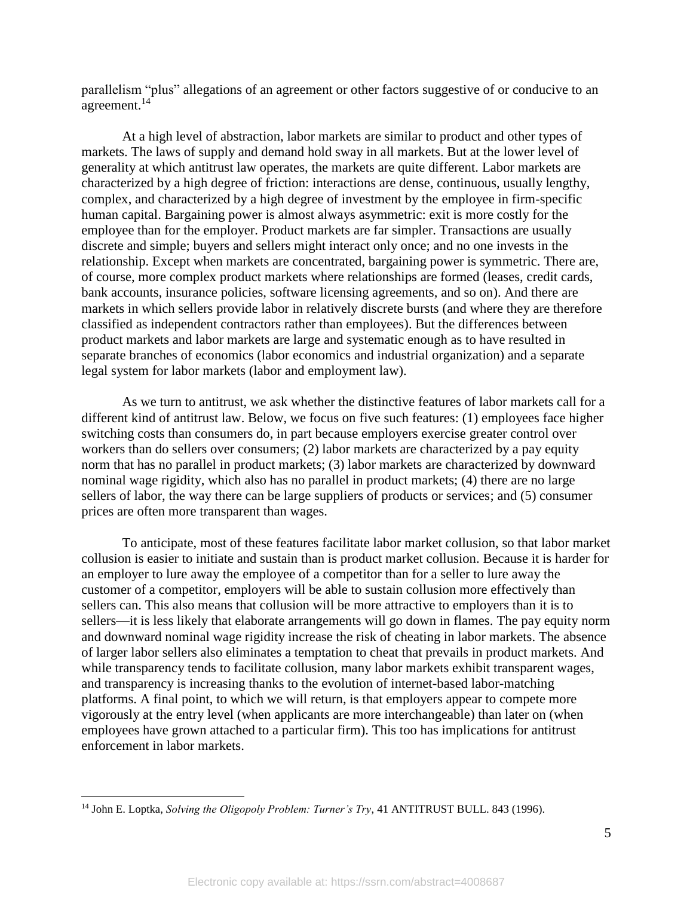parallelism "plus" allegations of an agreement or other factors suggestive of or conducive to an agreement.[14]

At a high level of abstraction, labor markets are similar to product and other types of markets. The laws of supply and demand hold sway in all markets. But at the lower level of generality at which antitrust law operates, the markets are quite different. Labor markets are characterized by a high degree of friction: interactions are dense, continuous, usually lengthy, complex, and characterized by a high degree of investment by the employee in firm-specific human capital. Bargaining power is almost always asymmetric: exit is more costly for the employee than for the employer. Product markets are far simpler. Transactions are usually discrete and simple; buyers and sellers might interact only once; and no one invests in the relationship. Except when markets are concentrated, bargaining power is symmetric. There are, of course, more complex product markets where relationships are formed (leases, credit cards, bank accounts, insurance policies, software licensing agreements, and so on). And there are markets in which sellers provide labor in relatively discrete bursts (and where they are therefore classified as independent contractors rather than employees). But the differences between product markets and labor markets are large and systematic enough as to have resulted in separate branches of economics (labor economics and industrial organization) and a separate legal system for labor markets (labor and employment law).

As we turn to antitrust, we ask whether the distinctive features of labor markets call for a different kind of antitrust law. Below, we focus on five such features: (1) employees face higher switching costs than consumers do, in part because employers exercise greater control over workers than do sellers over consumers; (2) labor markets are characterized by a pay equity norm that has no parallel in product markets; (3) labor markets are characterized by downward nominal wage rigidity, which also has no parallel in product markets; (4) there are no large sellers of labor, the way there can be large suppliers of products or services; and (5) consumer prices are often more transparent than wages.

To anticipate, most of these features facilitate labor market collusion, so that labor market collusion is easier to initiate and sustain than is product market collusion. Because it is harder for an employer to lure away the employee of a competitor than for a seller to lure away the customer of a competitor, employers will be able to sustain collusion more effectively than sellers can. This also means that collusion will be more attractive to employers than it is to sellers—it is less likely that elaborate arrangements will go down in flames. The pay equity norm and downward nominal wage rigidity increase the risk of cheating in labor markets. The absence of larger labor sellers also eliminates a temptation to cheat that prevails in product markets. And while transparency tends to facilitate collusion, many labor markets exhibit transparent wages, and transparency is increasing thanks to the evolution of internet-based labor-matching platforms. A final point, to which we will return, is that employers appear to compete more vigorously at the entry level (when applicants are more interchangeable) than later on (when employees have grown attached to a particular firm). This too has implications for antitrust enforcement in labor markets.

---

[14] John E. Loptka, *Solving the Oligopoly Problem: Turner's Try*, 41 ANTITRUST BULL. 843 (1996).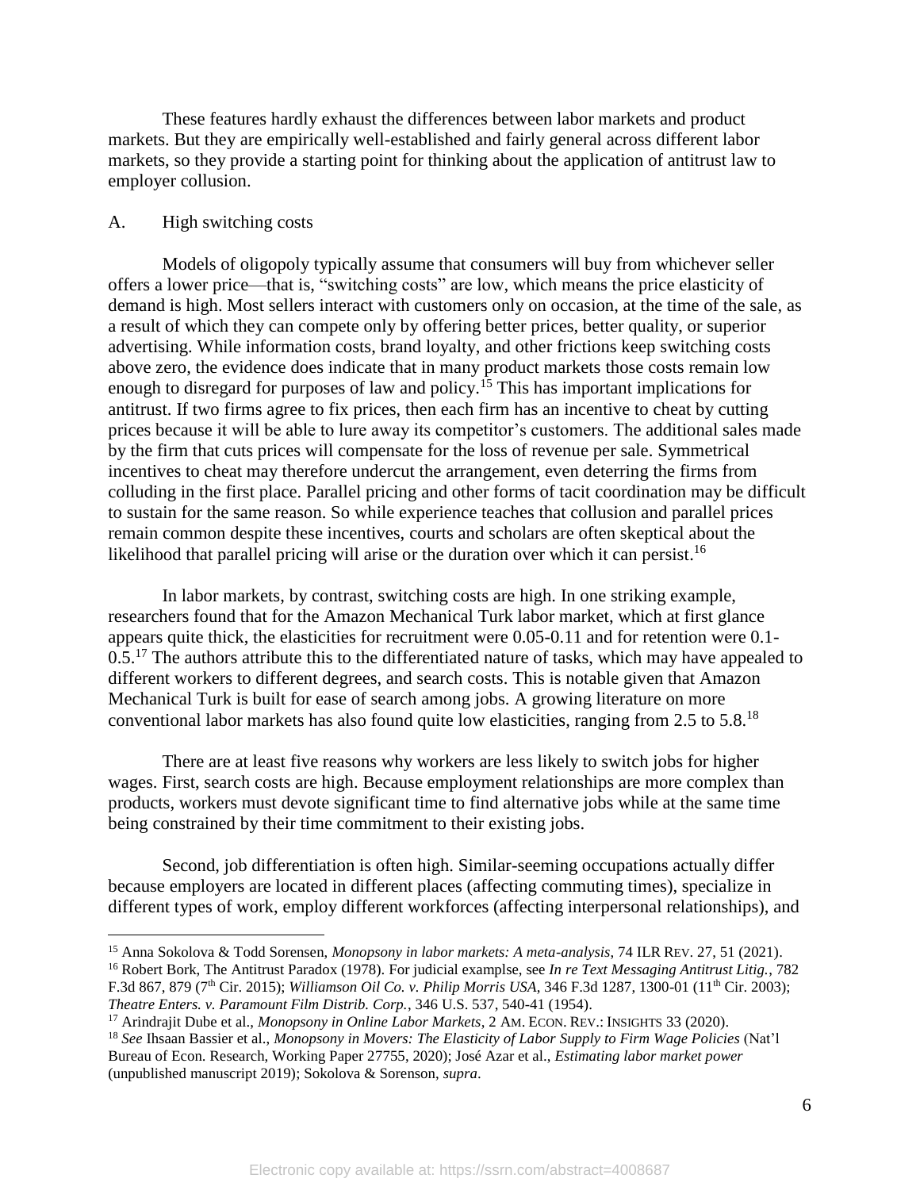These features hardly exhaust the differences between labor markets and product markets. But they are empirically well-established and fairly general across different labor markets, so they provide a starting point for thinking about the application of antitrust law to employer collusion.

### A. High switching costs

Models of oligopoly typically assume that consumers will buy from whichever seller offers a lower price—that is, "switching costs" are low, which means the price elasticity of demand is high. Most sellers interact with customers only on occasion, at the time of the sale, as a result of which they can compete only by offering better prices, better quality, or superior advertising. While information costs, brand loyalty, and other frictions keep switching costs above zero, the evidence does indicate that in many product markets those costs remain low enough to disregard for purposes of law and policy.[15] This has important implications for antitrust. If two firms agree to fix prices, then each firm has an incentive to cheat by cutting prices because it will be able to lure away its competitor's customers. The additional sales made by the firm that cuts prices will compensate for the loss of revenue per sale. Symmetrical incentives to cheat may therefore undercut the arrangement, even deterring the firms from colluding in the first place. Parallel pricing and other forms of tacit coordination may be difficult to sustain for the same reason. So while experience teaches that collusion and parallel prices remain common despite these incentives, courts and scholars are often skeptical about the likelihood that parallel pricing will arise or the duration over which it can persist.[16]

In labor markets, by contrast, switching costs are high. In one striking example, researchers found that for the Amazon Mechanical Turk labor market, which at first glance appears quite thick, the elasticities for recruitment were 0.05-0.11 and for retention were 0.1-0.5.[17] The authors attribute this to the differentiated nature of tasks, which may have appealed to different workers to different degrees, and search costs. This is notable given that Amazon Mechanical Turk is built for ease of search among jobs. A growing literature on more conventional labor markets has also found quite low elasticities, ranging from 2.5 to 5.8.[18]

There are at least five reasons why workers are less likely to switch jobs for higher wages. First, search costs are high. Because employment relationships are more complex than products, workers must devote significant time to find alternative jobs while at the same time being constrained by their time commitment to their existing jobs.

Second, job differentiation is often high. Similar-seeming occupations actually differ because employers are located in different places (affecting commuting times), specialize in different types of work, employ different workforces (affecting interpersonal relationships), and

---

[15] Anna Sokolova & Todd Sorensen, *Monopsony in labor markets: A meta-analysis*, 74 ILR REV. 27, 51 (2021).

[16] Robert Bork, The Antitrust Paradox (1978). For judicial examplse, see *In re Text Messaging Antitrust Litig.*, 782 F.3d 867, 879 (7th Cir. 2015); *Williamson Oil Co. v. Philip Morris USA*, 346 F.3d 1287, 1300-01 (11th Cir. 2003); *Theatre Enters. v. Paramount Film Distrib. Corp.*, 346 U.S. 537, 540-41 (1954).

[17] Arindrajit Dube et al., *Monopsony in Online Labor Markets*, 2 AM. ECON. REV.: INSIGHTS 33 (2020).

[18] *See* Ihsaan Bassier et al., *Monopsony in Movers: The Elasticity of Labor Supply to Firm Wage Policies* (Nat'l Bureau of Econ. Research, Working Paper 27755, 2020); José Azar et al., *Estimating labor market power* (unpublished manuscript 2019); Sokolova & Sorenson, *supra*.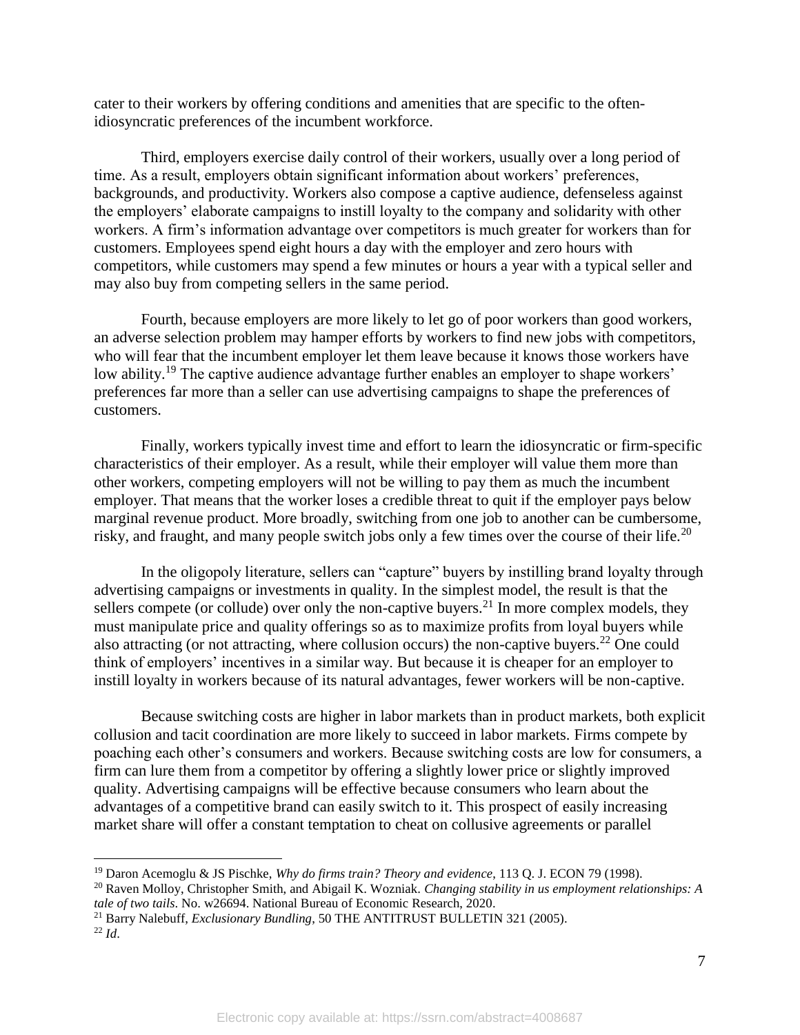cater to their workers by offering conditions and amenities that are specific to the often-idiosyncratic preferences of the incumbent workforce.

Third, employers exercise daily control of their workers, usually over a long period of time. As a result, employers obtain significant information about workers' preferences, backgrounds, and productivity. Workers also compose a captive audience, defenseless against the employers' elaborate campaigns to instill loyalty to the company and solidarity with other workers. A firm's information advantage over competitors is much greater for workers than for customers. Employees spend eight hours a day with the employer and zero hours with competitors, while customers may spend a few minutes or hours a year with a typical seller and may also buy from competing sellers in the same period.

Fourth, because employers are more likely to let go of poor workers than good workers, an adverse selection problem may hamper efforts by workers to find new jobs with competitors, who will fear that the incumbent employer let them leave because it knows those workers have low ability.[19] The captive audience advantage further enables an employer to shape workers' preferences far more than a seller can use advertising campaigns to shape the preferences of customers.

Finally, workers typically invest time and effort to learn the idiosyncratic or firm-specific characteristics of their employer. As a result, while their employer will value them more than other workers, competing employers will not be willing to pay them as much the incumbent employer. That means that the worker loses a credible threat to quit if the employer pays below marginal revenue product. More broadly, switching from one job to another can be cumbersome, risky, and fraught, and many people switch jobs only a few times over the course of their life.[20]

In the oligopoly literature, sellers can "capture" buyers by instilling brand loyalty through advertising campaigns or investments in quality. In the simplest model, the result is that the sellers compete (or collude) over only the non-captive buyers.[21] In more complex models, they must manipulate price and quality offerings so as to maximize profits from loyal buyers while also attracting (or not attracting, where collusion occurs) the non-captive buyers.[22] One could think of employers' incentives in a similar way. But because it is cheaper for an employer to instill loyalty in workers because of its natural advantages, fewer workers will be non-captive.

Because switching costs are higher in labor markets than in product markets, both explicit collusion and tacit coordination are more likely to succeed in labor markets. Firms compete by poaching each other's consumers and workers. Because switching costs are low for consumers, a firm can lure them from a competitor by offering a slightly lower price or slightly improved quality. Advertising campaigns will be effective because consumers who learn about the advantages of a competitive brand can easily switch to it. This prospect of easily increasing market share will offer a constant temptation to cheat on collusive agreements or parallel

---

[19] Daron Acemoglu & JS Pischke, *Why do firms train? Theory and evidence*, 113 Q. J. ECON 79 (1998).

[20] Raven Molloy, Christopher Smith, and Abigail K. Wozniak. *Changing stability in us employment relationships: A tale of two tails*. No. w26694. National Bureau of Economic Research, 2020.

[21] Barry Nalebuff, *Exclusionary Bundling*, 50 THE ANTITRUST BULLETIN 321 (2005).

[22] *Id*.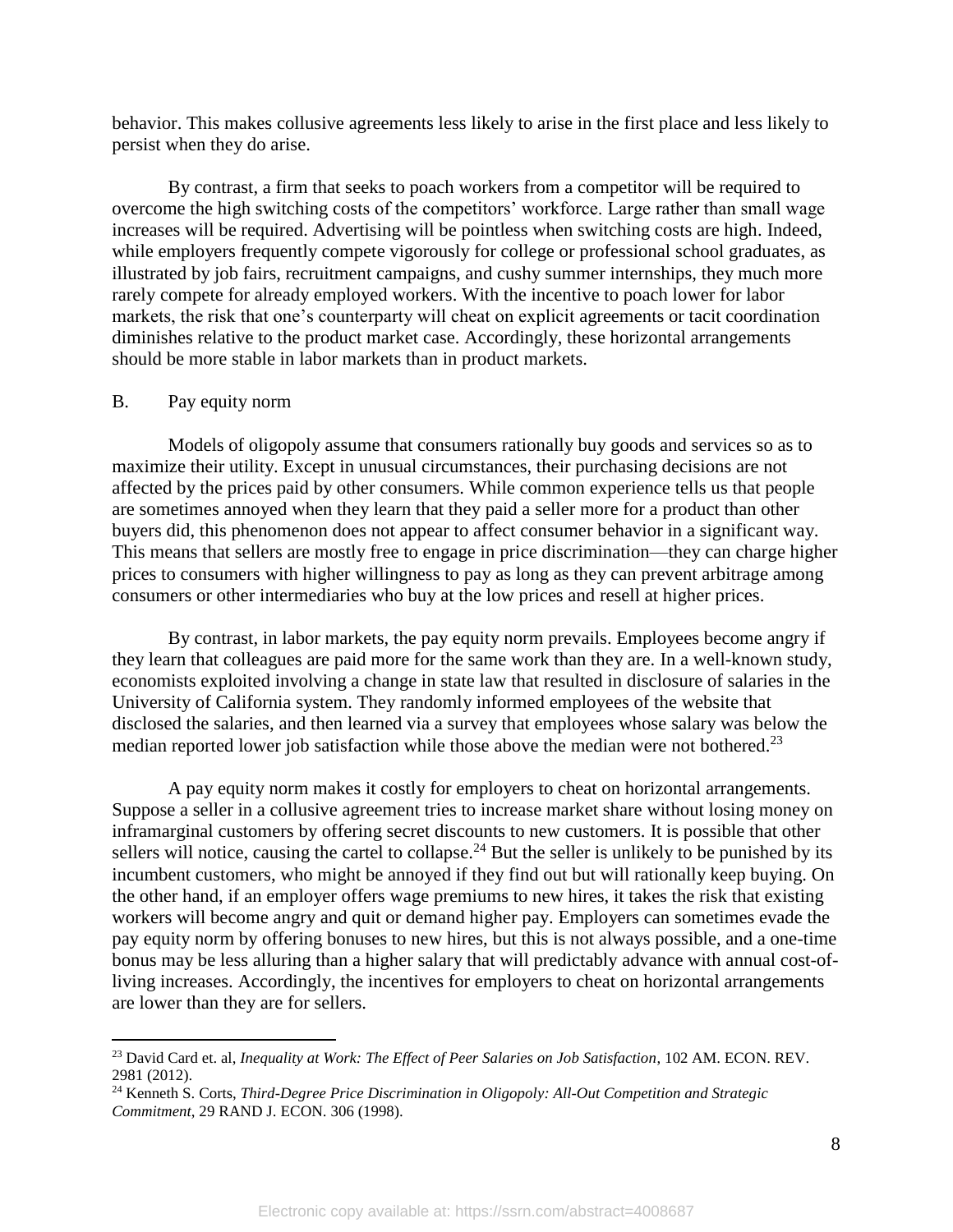behavior. This makes collusive agreements less likely to arise in the first place and less likely to persist when they do arise.

By contrast, a firm that seeks to poach workers from a competitor will be required to overcome the high switching costs of the competitors' workforce. Large rather than small wage increases will be required. Advertising will be pointless when switching costs are high. Indeed, while employers frequently compete vigorously for college or professional school graduates, as illustrated by job fairs, recruitment campaigns, and cushy summer internships, they much more rarely compete for already employed workers. With the incentive to poach lower for labor markets, the risk that one's counterparty will cheat on explicit agreements or tacit coordination diminishes relative to the product market case. Accordingly, these horizontal arrangements should be more stable in labor markets than in product markets.

## B. Pay equity norm

Models of oligopoly assume that consumers rationally buy goods and services so as to maximize their utility. Except in unusual circumstances, their purchasing decisions are not affected by the prices paid by other consumers. While common experience tells us that people are sometimes annoyed when they learn that they paid a seller more for a product than other buyers did, this phenomenon does not appear to affect consumer behavior in a significant way. This means that sellers are mostly free to engage in price discrimination—they can charge higher prices to consumers with higher willingness to pay as long as they can prevent arbitrage among consumers or other intermediaries who buy at the low prices and resell at higher prices.

By contrast, in labor markets, the pay equity norm prevails. Employees become angry if they learn that colleagues are paid more for the same work than they are. In a well-known study, economists exploited involving a change in state law that resulted in disclosure of salaries in the University of California system. They randomly informed employees of the website that disclosed the salaries, and then learned via a survey that employees whose salary was below the median reported lower job satisfaction while those above the median were not bothered.[23]

A pay equity norm makes it costly for employers to cheat on horizontal arrangements. Suppose a seller in a collusive agreement tries to increase market share without losing money on inframarginal customers by offering secret discounts to new customers. It is possible that other sellers will notice, causing the cartel to collapse.[24] But the seller is unlikely to be punished by its incumbent customers, who might be annoyed if they find out but will rationally keep buying. On the other hand, if an employer offers wage premiums to new hires, it takes the risk that existing workers will become angry and quit or demand higher pay. Employers can sometimes evade the pay equity norm by offering bonuses to new hires, but this is not always possible, and a one-time bonus may be less alluring than a higher salary that will predictably advance with annual cost-of-living increases. Accordingly, the incentives for employers to cheat on horizontal arrangements are lower than they are for sellers.

---

[23] David Card et. al, *Inequality at Work: The Effect of Peer Salaries on Job Satisfaction*, 102 AM. ECON. REV. 2981 (2012).

[24] Kenneth S. Corts, *Third-Degree Price Discrimination in Oligopoly: All-Out Competition and Strategic Commitment*, 29 RAND J. ECON. 306 (1998).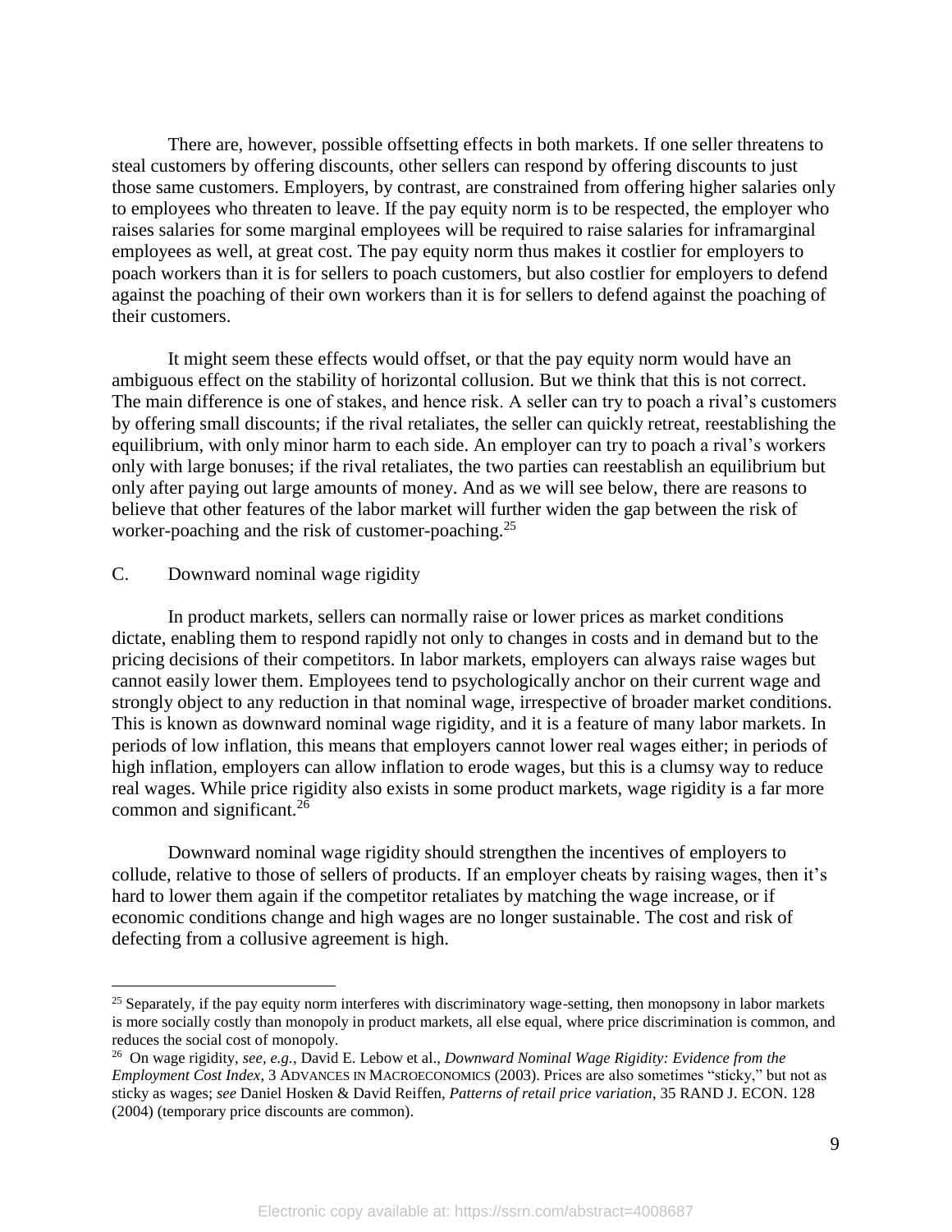There are, however, possible offsetting effects in both markets. If one seller threatens to steal customers by offering discounts, other sellers can respond by offering discounts to just those same customers. Employers, by contrast, are constrained from offering higher salaries only to employees who threaten to leave. If the pay equity norm is to be respected, the employer who raises salaries for some marginal employees will be required to raise salaries for inframarginal employees as well, at great cost. The pay equity norm thus makes it costlier for employers to poach workers than it is for sellers to poach customers, but also costlier for employers to defend against the poaching of their own workers than it is for sellers to defend against the poaching of their customers.

It might seem these effects would offset, or that the pay equity norm would have an ambiguous effect on the stability of horizontal collusion. But we think that this is not correct. The main difference is one of stakes, and hence risk. A seller can try to poach a rival's customers by offering small discounts; if the rival retaliates, the seller can quickly retreat, reestablishing the equilibrium, with only minor harm to each side. An employer can try to poach a rival's workers only with large bonuses; if the rival retaliates, the two parties can reestablish an equilibrium but only after paying out large amounts of money. And as we will see below, there are reasons to believe that other features of the labor market will further widen the gap between the risk of worker-poaching and the risk of customer-poaching.[25]

## C. Downward nominal wage rigidity

In product markets, sellers can normally raise or lower prices as market conditions dictate, enabling them to respond rapidly not only to changes in costs and in demand but to the pricing decisions of their competitors. In labor markets, employers can always raise wages but cannot easily lower them. Employees tend to psychologically anchor on their current wage and strongly object to any reduction in that nominal wage, irrespective of broader market conditions. This is known as downward nominal wage rigidity, and it is a feature of many labor markets. In periods of low inflation, this means that employers cannot lower real wages either; in periods of high inflation, employers can allow inflation to erode wages, but this is a clumsy way to reduce real wages. While price rigidity also exists in some product markets, wage rigidity is a far more common and significant.[26]

Downward nominal wage rigidity should strengthen the incentives of employers to collude, relative to those of sellers of products. If an employer cheats by raising wages, then it's hard to lower them again if the competitor retaliates by matching the wage increase, or if economic conditions change and high wages are no longer sustainable. The cost and risk of defecting from a collusive agreement is high.

---

[25] Separately, if the pay equity norm interferes with discriminatory wage-setting, then monopsony in labor markets is more socially costly than monopoly in product markets, all else equal, where price discrimination is common, and reduces the social cost of monopoly.

[26] On wage rigidity, *see, e.g.*, David E. Lebow et al., *Downward Nominal Wage Rigidity: Evidence from the Employment Cost Index*, 3 ADVANCES IN MACROECONOMICS (2003). Prices are also sometimes "sticky," but not as sticky as wages; *see* Daniel Hosken & David Reiffen, *Patterns of retail price variation*, 35 RAND J. ECON. 128 (2004) (temporary price discounts are common).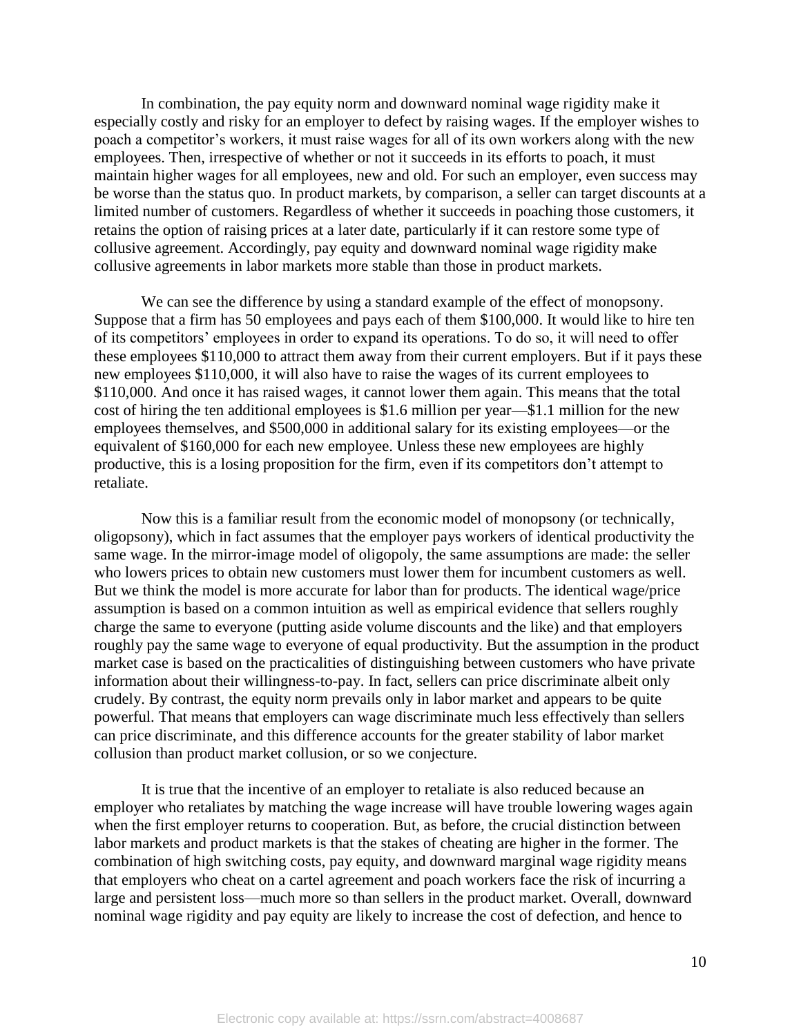In combination, the pay equity norm and downward nominal wage rigidity make it especially costly and risky for an employer to defect by raising wages. If the employer wishes to poach a competitor's workers, it must raise wages for all of its own workers along with the new employees. Then, irrespective of whether or not it succeeds in its efforts to poach, it must maintain higher wages for all employees, new and old. For such an employer, even success may be worse than the status quo. In product markets, by comparison, a seller can target discounts at a limited number of customers. Regardless of whether it succeeds in poaching those customers, it retains the option of raising prices at a later date, particularly if it can restore some type of collusive agreement. Accordingly, pay equity and downward nominal wage rigidity make collusive agreements in labor markets more stable than those in product markets.

We can see the difference by using a standard example of the effect of monopsony. Suppose that a firm has 50 employees and pays each of them $100,000. It would like to hire ten of its competitors' employees in order to expand its operations. To do so, it will need to offer these employees $110,000 to attract them away from their current employers. But if it pays these new employees $110,000, it will also have to raise the wages of its current employees to $110,000. And once it has raised wages, it cannot lower them again. This means that the total cost of hiring the ten additional employees is $1.6 million per year—$1.1 million for the new employees themselves, and $500,000 in additional salary for its existing employees—or the equivalent of $160,000 for each new employee. Unless these new employees are highly productive, this is a losing proposition for the firm, even if its competitors don't attempt to retaliate.

Now this is a familiar result from the economic model of monopsony (or technically, oligopsony), which in fact assumes that the employer pays workers of identical productivity the same wage. In the mirror-image model of oligopoly, the same assumptions are made: the seller who lowers prices to obtain new customers must lower them for incumbent customers as well. But we think the model is more accurate for labor than for products. The identical wage/price assumption is based on a common intuition as well as empirical evidence that sellers roughly charge the same to everyone (putting aside volume discounts and the like) and that employers roughly pay the same wage to everyone of equal productivity. But the assumption in the product market case is based on the practicalities of distinguishing between customers who have private information about their willingness-to-pay. In fact, sellers can price discriminate albeit only crudely. By contrast, the equity norm prevails only in labor market and appears to be quite powerful. That means that employers can wage discriminate much less effectively than sellers can price discriminate, and this difference accounts for the greater stability of labor market collusion than product market collusion, or so we conjecture.

It is true that the incentive of an employer to retaliate is also reduced because an employer who retaliates by matching the wage increase will have trouble lowering wages again when the first employer returns to cooperation. But, as before, the crucial distinction between labor markets and product markets is that the stakes of cheating are higher in the former. The combination of high switching costs, pay equity, and downward marginal wage rigidity means that employers who cheat on a cartel agreement and poach workers face the risk of incurring a large and persistent loss—much more so than sellers in the product market. Overall, downward nominal wage rigidity and pay equity are likely to increase the cost of defection, and hence to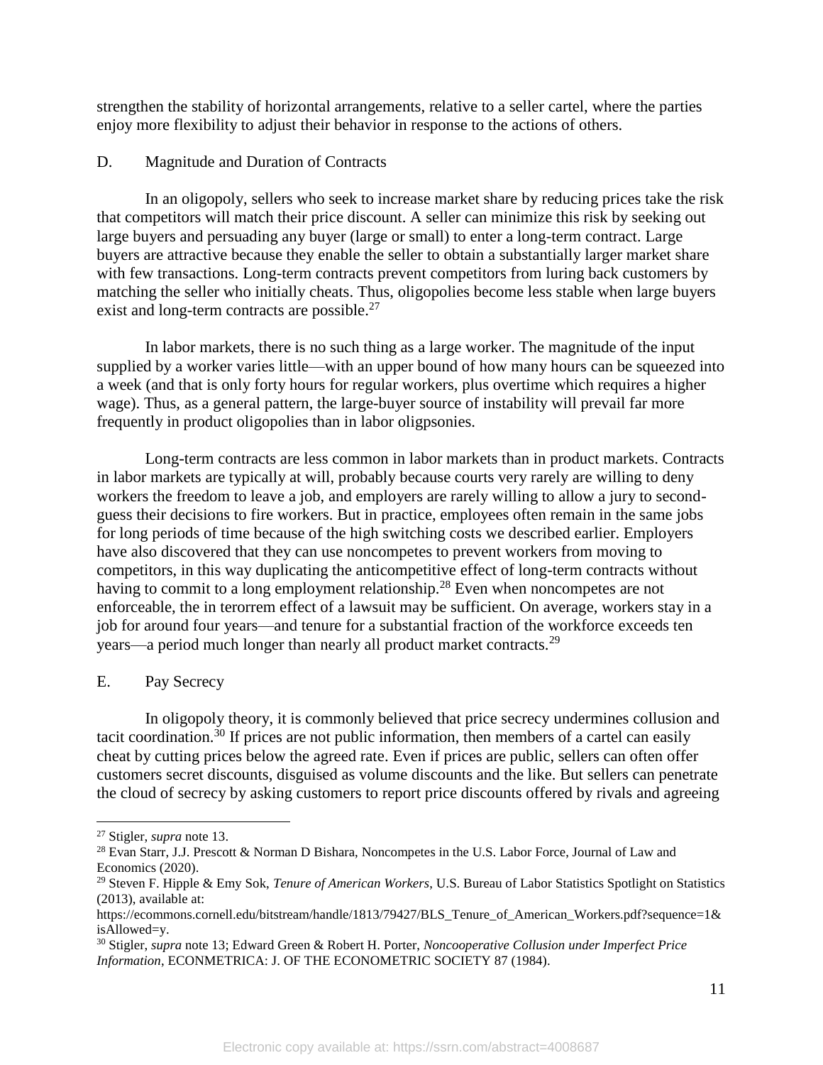strengthen the stability of horizontal arrangements, relative to a seller cartel, where the parties enjoy more flexibility to adjust their behavior in response to the actions of others.

## D. Magnitude and Duration of Contracts

In an oligopoly, sellers who seek to increase market share by reducing prices take the risk that competitors will match their price discount. A seller can minimize this risk by seeking out large buyers and persuading any buyer (large or small) to enter a long-term contract. Large buyers are attractive because they enable the seller to obtain a substantially larger market share with few transactions. Long-term contracts prevent competitors from luring back customers by matching the seller who initially cheats. Thus, oligopolies become less stable when large buyers exist and long-term contracts are possible.[27]

In labor markets, there is no such thing as a large worker. The magnitude of the input supplied by a worker varies little—with an upper bound of how many hours can be squeezed into a week (and that is only forty hours for regular workers, plus overtime which requires a higher wage). Thus, as a general pattern, the large-buyer source of instability will prevail far more frequently in product oligopolies than in labor oligpsonies.

Long-term contracts are less common in labor markets than in product markets. Contracts in labor markets are typically at will, probably because courts very rarely are willing to deny workers the freedom to leave a job, and employers are rarely willing to allow a jury to second-guess their decisions to fire workers. But in practice, employees often remain in the same jobs for long periods of time because of the high switching costs we described earlier. Employers have also discovered that they can use noncompetes to prevent workers from moving to competitors, in this way duplicating the anticompetitive effect of long-term contracts without having to commit to a long employment relationship.[28] Even when noncompetes are not enforceable, the in terorrem effect of a lawsuit may be sufficient. On average, workers stay in a job for around four years—and tenure for a substantial fraction of the workforce exceeds ten years—a period much longer than nearly all product market contracts.[29]

## E. Pay Secrecy

In oligopoly theory, it is commonly believed that price secrecy undermines collusion and tacit coordination.[30] If prices are not public information, then members of a cartel can easily cheat by cutting prices below the agreed rate. Even if prices are public, sellers can often offer customers secret discounts, disguised as volume discounts and the like. But sellers can penetrate the cloud of secrecy by asking customers to report price discounts offered by rivals and agreeing

---

[27] Stigler, *supra* note 13.

[28] Evan Starr, J.J. Prescott & Norman D Bishara, Noncompetes in the U.S. Labor Force, Journal of Law and Economics (2020).

[29] Steven F. Hipple & Emy Sok, *Tenure of American Workers*, U.S. Bureau of Labor Statistics Spotlight on Statistics (2013), available at: https://ecommons.cornell.edu/bitstream/handle/1813/79427/BLS_Tenure_of_American_Workers.pdf?sequence=1&isAllowed=y.

[30] Stigler, *supra* note 13; Edward Green & Robert H. Porter, *Noncooperative Collusion under Imperfect Price Information*, ECONMETRICA: J. OF THE ECONOMETRIC SOCIETY 87 (1984).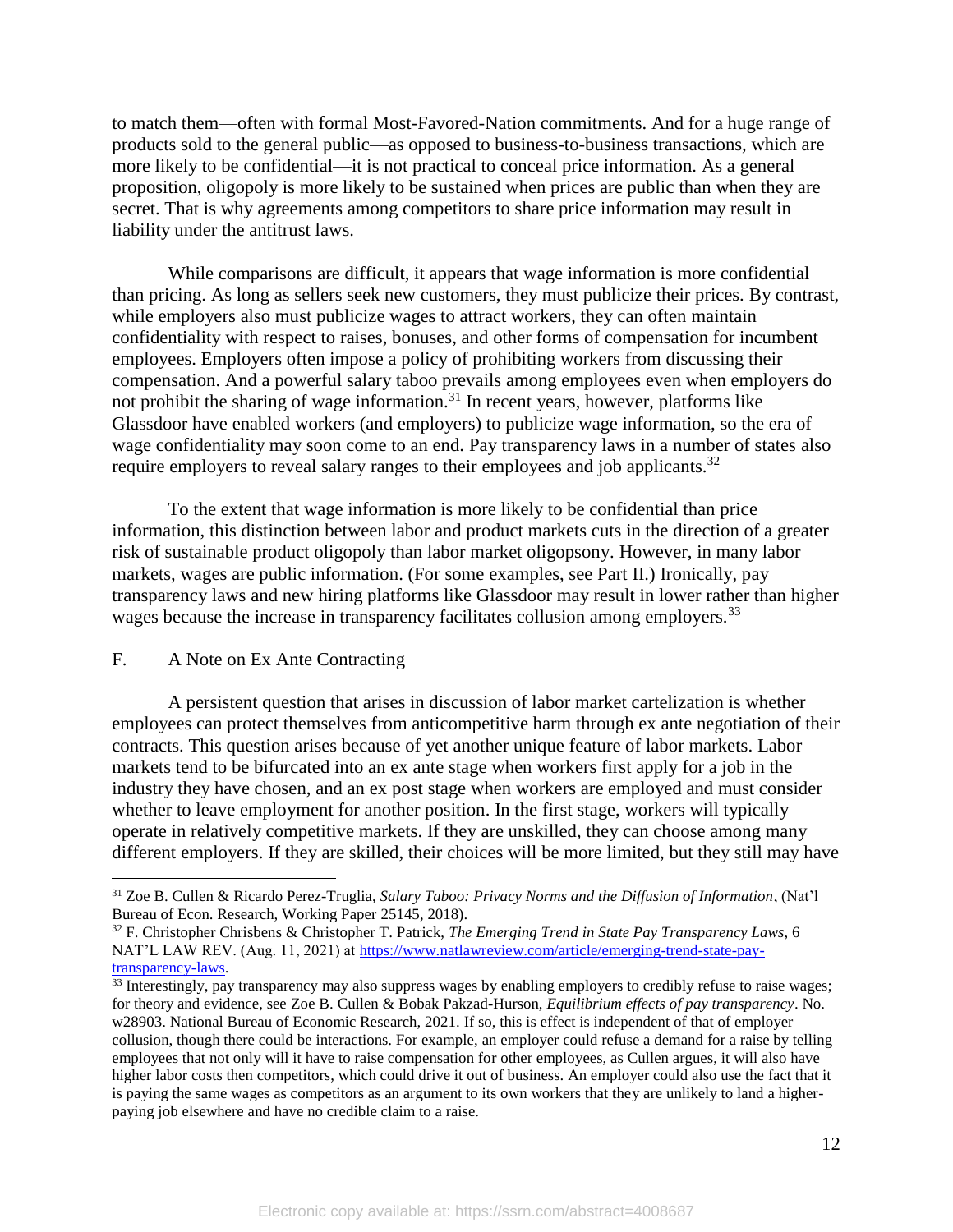to match them—often with formal Most-Favored-Nation commitments. And for a huge range of products sold to the general public—as opposed to business-to-business transactions, which are more likely to be confidential—it is not practical to conceal price information. As a general proposition, oligopoly is more likely to be sustained when prices are public than when they are secret. That is why agreements among competitors to share price information may result in liability under the antitrust laws.

While comparisons are difficult, it appears that wage information is more confidential than pricing. As long as sellers seek new customers, they must publicize their prices. By contrast, while employers also must publicize wages to attract workers, they can often maintain confidentiality with respect to raises, bonuses, and other forms of compensation for incumbent employees. Employers often impose a policy of prohibiting workers from discussing their compensation. And a powerful salary taboo prevails among employees even when employers do not prohibit the sharing of wage information.[31] In recent years, however, platforms like Glassdoor have enabled workers (and employers) to publicize wage information, so the era of wage confidentiality may soon come to an end. Pay transparency laws in a number of states also require employers to reveal salary ranges to their employees and job applicants.[32]

To the extent that wage information is more likely to be confidential than price information, this distinction between labor and product markets cuts in the direction of a greater risk of sustainable product oligopoly than labor market oligopsony. However, in many labor markets, wages are public information. (For some examples, see Part II.) Ironically, pay transparency laws and new hiring platforms like Glassdoor may result in lower rather than higher wages because the increase in transparency facilitates collusion among employers.[33]

### F. A Note on Ex Ante Contracting

A persistent question that arises in discussion of labor market cartelization is whether employees can protect themselves from anticompetitive harm through ex ante negotiation of their contracts. This question arises because of yet another unique feature of labor markets. Labor markets tend to be bifurcated into an ex ante stage when workers first apply for a job in the industry they have chosen, and an ex post stage when workers are employed and must consider whether to leave employment for another position. In the first stage, workers will typically operate in relatively competitive markets. If they are unskilled, they can choose among many different employers. If they are skilled, their choices will be more limited, but they still may have

---

[31] Zoe B. Cullen & Ricardo Perez-Truglia, *Salary Taboo: Privacy Norms and the Diffusion of Information*, (Nat'l Bureau of Econ. Research, Working Paper 25145, 2018).

[32] F. Christopher Chrisbens & Christopher T. Patrick, *The Emerging Trend in State Pay Transparency Laws*, 6 NAT'L LAW REV. (Aug. 11, 2021) at https://www.natlawreview.com/article/emerging-trend-state-pay-transparency-laws.

[33] Interestingly, pay transparency may also suppress wages by enabling employers to credibly refuse to raise wages; for theory and evidence, see Zoe B. Cullen & Bobak Pakzad-Hurson, *Equilibrium effects of pay transparency*. No. w28903. National Bureau of Economic Research, 2021. If so, this is effect is independent of that of employer collusion, though there could be interactions. For example, an employer could refuse a demand for a raise by telling employees that not only will it have to raise compensation for other employees, as Cullen argues, it will also have higher labor costs then competitors, which could drive it out of business. An employer could also use the fact that it is paying the same wages as competitors as an argument to its own workers that they are unlikely to land a higher-paying job elsewhere and have no credible claim to a raise.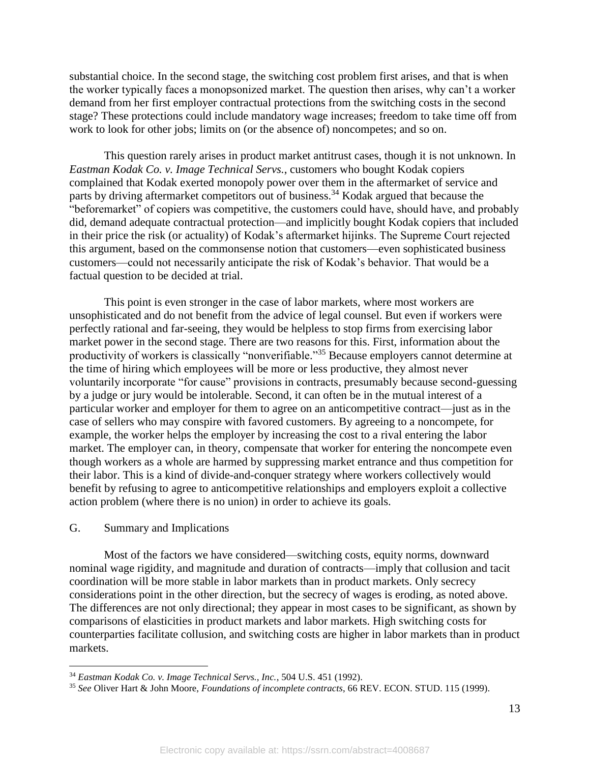substantial choice. In the second stage, the switching cost problem first arises, and that is when the worker typically faces a monopsonized market. The question then arises, why can't a worker demand from her first employer contractual protections from the switching costs in the second stage? These protections could include mandatory wage increases; freedom to take time off from work to look for other jobs; limits on (or the absence of) noncompetes; and so on.

This question rarely arises in product market antitrust cases, though it is not unknown. In *Eastman Kodak Co. v. Image Technical Servs.*, customers who bought Kodak copiers complained that Kodak exerted monopoly power over them in the aftermarket of service and parts by driving aftermarket competitors out of business.[34] Kodak argued that because the "beforemarket" of copiers was competitive, the customers could have, should have, and probably did, demand adequate contractual protection—and implicitly bought Kodak copiers that included in their price the risk (or actuality) of Kodak's aftermarket hijinks. The Supreme Court rejected this argument, based on the commonsense notion that customers—even sophisticated business customers—could not necessarily anticipate the risk of Kodak's behavior. That would be a factual question to be decided at trial.

This point is even stronger in the case of labor markets, where most workers are unsophisticated and do not benefit from the advice of legal counsel. But even if workers were perfectly rational and far-seeing, they would be helpless to stop firms from exercising labor market power in the second stage. There are two reasons for this. First, information about the productivity of workers is classically "nonverifiable."[35] Because employers cannot determine at the time of hiring which employees will be more or less productive, they almost never voluntarily incorporate "for cause" provisions in contracts, presumably because second-guessing by a judge or jury would be intolerable. Second, it can often be in the mutual interest of a particular worker and employer for them to agree on an anticompetitive contract—just as in the case of sellers who may conspire with favored customers. By agreeing to a noncompete, for example, the worker helps the employer by increasing the cost to a rival entering the labor market. The employer can, in theory, compensate that worker for entering the noncompete even though workers as a whole are harmed by suppressing market entrance and thus competition for their labor. This is a kind of divide-and-conquer strategy where workers collectively would benefit by refusing to agree to anticompetitive relationships and employers exploit a collective action problem (where there is no union) in order to achieve its goals.

## G. Summary and Implications

Most of the factors we have considered—switching costs, equity norms, downward nominal wage rigidity, and magnitude and duration of contracts—imply that collusion and tacit coordination will be more stable in labor markets than in product markets. Only secrecy considerations point in the other direction, but the secrecy of wages is eroding, as noted above. The differences are not only directional; they appear in most cases to be significant, as shown by comparisons of elasticities in product markets and labor markets. High switching costs for counterparties facilitate collusion, and switching costs are higher in labor markets than in product markets.

---

[34] *Eastman Kodak Co. v. Image Technical Servs., Inc.*, 504 U.S. 451 (1992).

[35] *See* Oliver Hart & John Moore, *Foundations of incomplete contracts*, 66 REV. ECON. STUD. 115 (1999).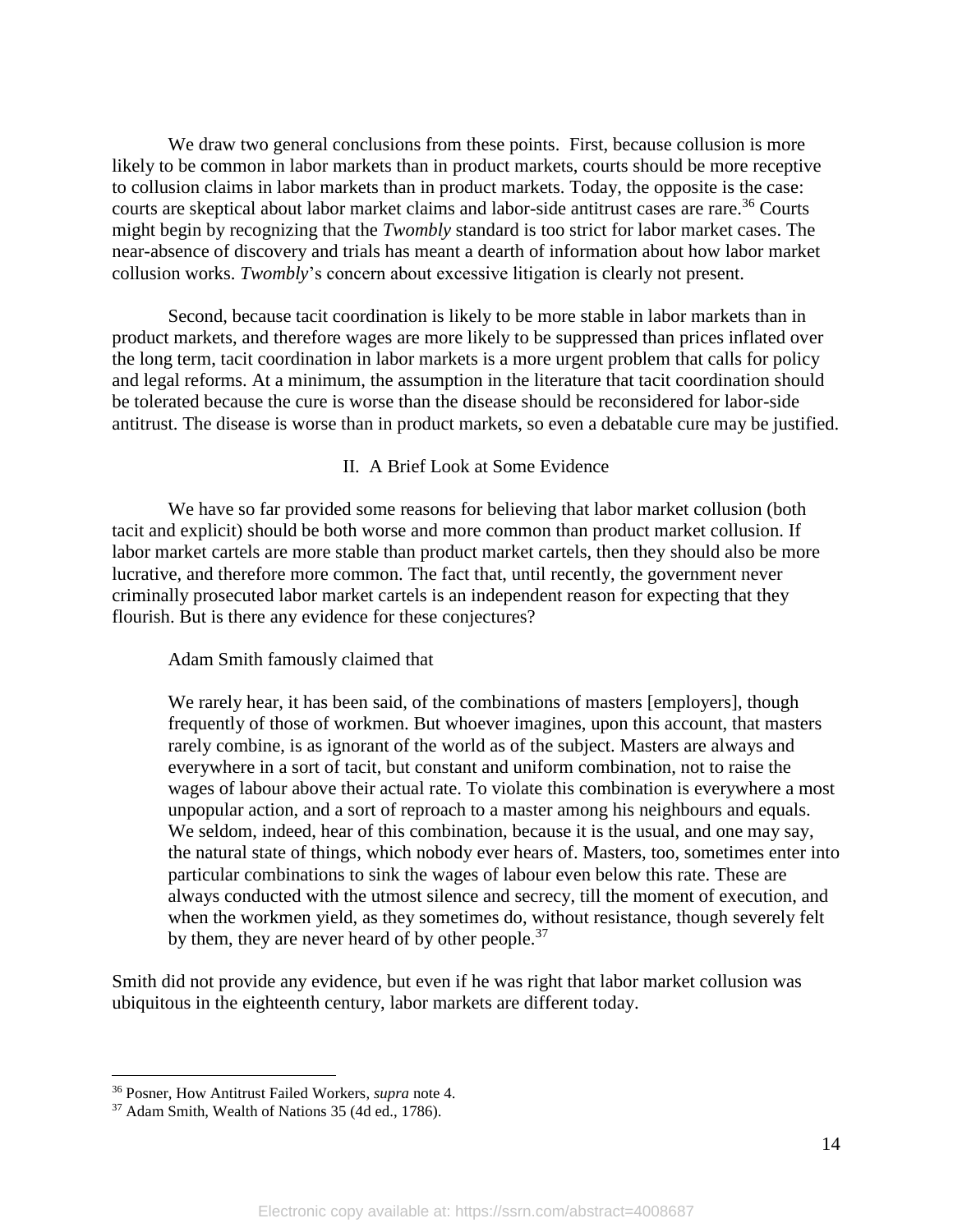We draw two general conclusions from these points. First, because collusion is more likely to be common in labor markets than in product markets, courts should be more receptive to collusion claims in labor markets than in product markets. Today, the opposite is the case: courts are skeptical about labor market claims and labor-side antitrust cases are rare.[36] Courts might begin by recognizing that the *Twombly* standard is too strict for labor market cases. The near-absence of discovery and trials has meant a dearth of information about how labor market collusion works. *Twombly*'s concern about excessive litigation is clearly not present.

Second, because tacit coordination is likely to be more stable in labor markets than in product markets, and therefore wages are more likely to be suppressed than prices inflated over the long term, tacit coordination in labor markets is a more urgent problem that calls for policy and legal reforms. At a minimum, the assumption in the literature that tacit coordination should be tolerated because the cure is worse than the disease should be reconsidered for labor-side antitrust. The disease is worse than in product markets, so even a debatable cure may be justified.

## II. A Brief Look at Some Evidence

We have so far provided some reasons for believing that labor market collusion (both tacit and explicit) should be both worse and more common than product market collusion. If labor market cartels are more stable than product market cartels, then they should also be more lucrative, and therefore more common. The fact that, until recently, the government never criminally prosecuted labor market cartels is an independent reason for expecting that they flourish. But is there any evidence for these conjectures?

Adam Smith famously claimed that

> We rarely hear, it has been said, of the combinations of masters [employers], though frequently of those of workmen. But whoever imagines, upon this account, that masters rarely combine, is as ignorant of the world as of the subject. Masters are always and everywhere in a sort of tacit, but constant and uniform combination, not to raise the wages of labour above their actual rate. To violate this combination is everywhere a most unpopular action, and a sort of reproach to a master among his neighbours and equals. We seldom, indeed, hear of this combination, because it is the usual, and one may say, the natural state of things, which nobody ever hears of. Masters, too, sometimes enter into particular combinations to sink the wages of labour even below this rate. These are always conducted with the utmost silence and secrecy, till the moment of execution, and when the workmen yield, as they sometimes do, without resistance, though severely felt by them, they are never heard of by other people.[37]

Smith did not provide any evidence, but even if he was right that labor market collusion was ubiquitous in the eighteenth century, labor markets are different today.

---

[36] Posner, How Antitrust Failed Workers, *supra* note 4.

[37] Adam Smith, Wealth of Nations 35 (4d ed., 1786).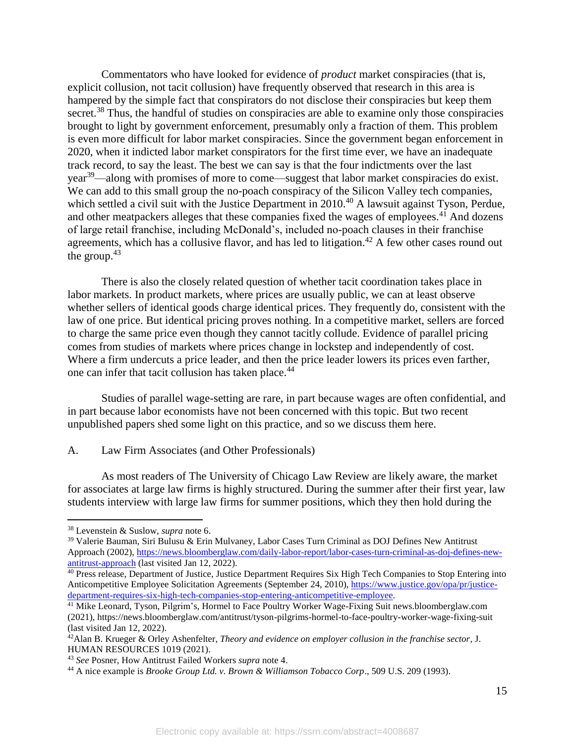Commentators who have looked for evidence of *product* market conspiracies (that is, explicit collusion, not tacit collusion) have frequently observed that research in this area is hampered by the simple fact that conspirators do not disclose their conspiracies but keep them secret.[38] Thus, the handful of studies on conspiracies are able to examine only those conspiracies brought to light by government enforcement, presumably only a fraction of them. This problem is even more difficult for labor market conspiracies. Since the government began enforcement in 2020, when it indicted labor market conspirators for the first time ever, we have an inadequate track record, to say the least. The best we can say is that the four indictments over the last year[39]—along with promises of more to come—suggest that labor market conspiracies do exist. We can add to this small group the no-poach conspiracy of the Silicon Valley tech companies, which settled a civil suit with the Justice Department in 2010.[40] A lawsuit against Tyson, Perdue, and other meatpackers alleges that these companies fixed the wages of employees.[41] And dozens of large retail franchise, including McDonald's, included no-poach clauses in their franchise agreements, which has a collusive flavor, and has led to litigation.[42] A few other cases round out the group.[43]

There is also the closely related question of whether tacit coordination takes place in labor markets. In product markets, where prices are usually public, we can at least observe whether sellers of identical goods charge identical prices. They frequently do, consistent with the law of one price. But identical pricing proves nothing. In a competitive market, sellers are forced to charge the same price even though they cannot tacitly collude. Evidence of parallel pricing comes from studies of markets where prices change in lockstep and independently of cost. Where a firm undercuts a price leader, and then the price leader lowers its prices even farther, one can infer that tacit collusion has taken place.[44]

Studies of parallel wage-setting are rare, in part because wages are often confidential, and in part because labor economists have not been concerned with this topic. But two recent unpublished papers shed some light on this practice, and so we discuss them here.

## A. Law Firm Associates (and Other Professionals)

As most readers of The University of Chicago Law Review are likely aware, the market for associates at large law firms is highly structured. During the summer after their first year, law students interview with large law firms for summer positions, which they then hold during the

---

[38] Levenstein & Suslow, *supra* note 6.

[39] Valerie Bauman, Siri Bulusu & Erin Mulvaney, Labor Cases Turn Criminal as DOJ Defines New Antitrust Approach (2002), https://news.bloomberglaw.com/daily-labor-report/labor-cases-turn-criminal-as-doj-defines-new-antitrust-approach (last visited Jan 12, 2022).

[40] Press release, Department of Justice, Justice Department Requires Six High Tech Companies to Stop Entering into Anticompetitive Employee Solicitation Agreements (September 24, 2010), https://www.justice.gov/opa/pr/justice-department-requires-six-high-tech-companies-stop-entering-anticompetitive-employee.

[41] Mike Leonard, Tyson, Pilgrim's, Hormel to Face Poultry Worker Wage-Fixing Suit news.bloomberglaw.com (2021), https://news.bloomberglaw.com/antitrust/tyson-pilgrims-hormel-to-face-poultry-worker-wage-fixing-suit (last visited Jan 12, 2022).

[42] Alan B. Krueger & Orley Ashenfelter, *Theory and evidence on employer collusion in the franchise sector*, J. HUMAN RESOURCES 1019 (2021).

[43] *See* Posner, How Antitrust Failed Workers *supra* note 4.

[44] A nice example is *Brooke Group Ltd. v. Brown & Williamson Tobacco Corp*., 509 U.S. 209 (1993).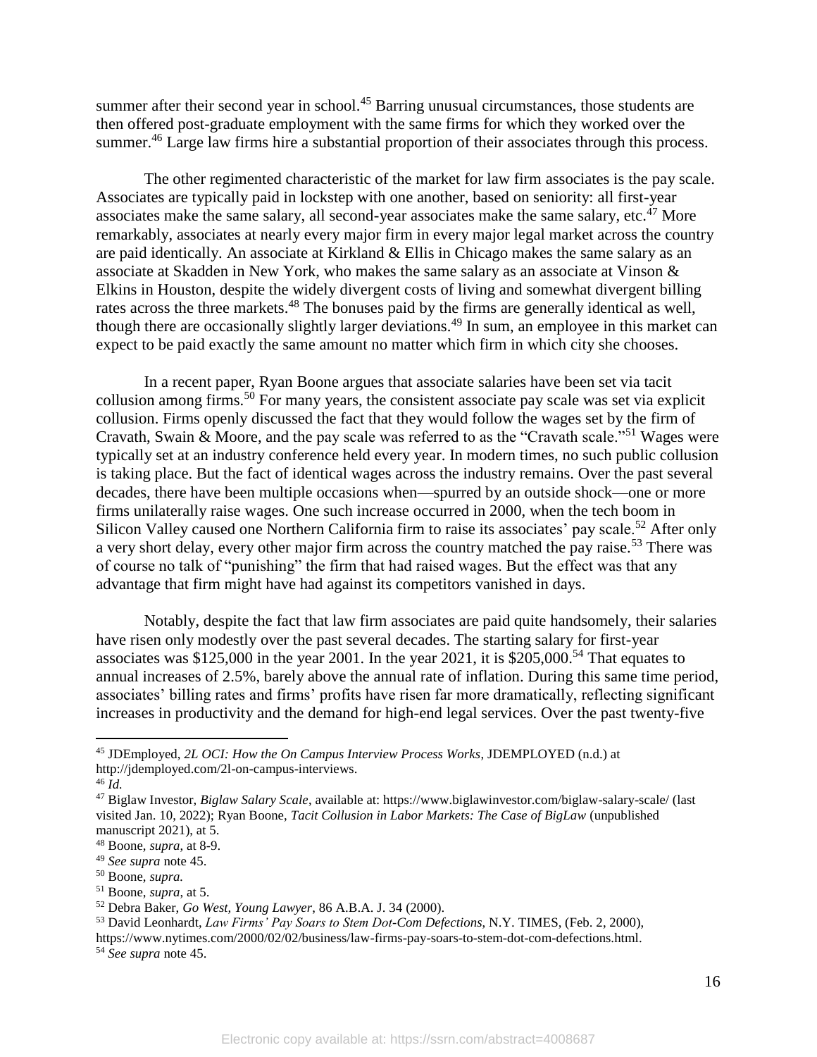summer after their second year in school.[45] Barring unusual circumstances, those students are then offered post-graduate employment with the same firms for which they worked over the summer.[46] Large law firms hire a substantial proportion of their associates through this process.

The other regimented characteristic of the market for law firm associates is the pay scale. Associates are typically paid in lockstep with one another, based on seniority: all first-year associates make the same salary, all second-year associates make the same salary, etc.[47] More remarkably, associates at nearly every major firm in every major legal market across the country are paid identically. An associate at Kirkland & Ellis in Chicago makes the same salary as an associate at Skadden in New York, who makes the same salary as an associate at Vinson & Elkins in Houston, despite the widely divergent costs of living and somewhat divergent billing rates across the three markets.[48] The bonuses paid by the firms are generally identical as well, though there are occasionally slightly larger deviations.[49] In sum, an employee in this market can expect to be paid exactly the same amount no matter which firm in which city she chooses.

In a recent paper, Ryan Boone argues that associate salaries have been set via tacit collusion among firms.[50] For many years, the consistent associate pay scale was set via explicit collusion. Firms openly discussed the fact that they would follow the wages set by the firm of Cravath, Swain & Moore, and the pay scale was referred to as the "Cravath scale."[51] Wages were typically set at an industry conference held every year. In modern times, no such public collusion is taking place. But the fact of identical wages across the industry remains. Over the past several decades, there have been multiple occasions when—spurred by an outside shock—one or more firms unilaterally raise wages. One such increase occurred in 2000, when the tech boom in Silicon Valley caused one Northern California firm to raise its associates' pay scale.[52] After only a very short delay, every other major firm across the country matched the pay raise.[53] There was of course no talk of "punishing" the firm that had raised wages. But the effect was that any advantage that firm might have had against its competitors vanished in days.

Notably, despite the fact that law firm associates are paid quite handsomely, their salaries have risen only modestly over the past several decades. The starting salary for first-year associates was $125,000 in the year 2001. In the year 2021, it is $205,000.[54] That equates to annual increases of 2.5%, barely above the annual rate of inflation. During this same time period, associates' billing rates and firms' profits have risen far more dramatically, reflecting significant increases in productivity and the demand for high-end legal services. Over the past twenty-five

---

[45] JDEmployed, *2L OCI: How the On Campus Interview Process Works*, JDEMPLOYED (n.d.) at http://jdemployed.com/2l-on-campus-interviews.

[46] *Id.*

[47] Biglaw Investor, *Biglaw Salary Scale*, available at: https://www.biglawinvestor.com/biglaw-salary-scale/ (last visited Jan. 10, 2022); Ryan Boone, *Tacit Collusion in Labor Markets: The Case of BigLaw* (unpublished manuscript 2021), at 5.

[48] Boone, *supra*, at 8-9.

[49] *See supra* note 45.

[50] Boone, *supra.*

[51] Boone, *supra*, at 5.

[52] Debra Baker, *Go West, Young Lawyer*, 86 A.B.A. J. 34 (2000).

[53] David Leonhardt, *Law Firms' Pay Soars to Stem Dot-Com Defections*, N.Y. TIMES, (Feb. 2, 2000), https://www.nytimes.com/2000/02/02/business/law-firms-pay-soars-to-stem-dot-com-defections.html.

[54] *See supra* note 45.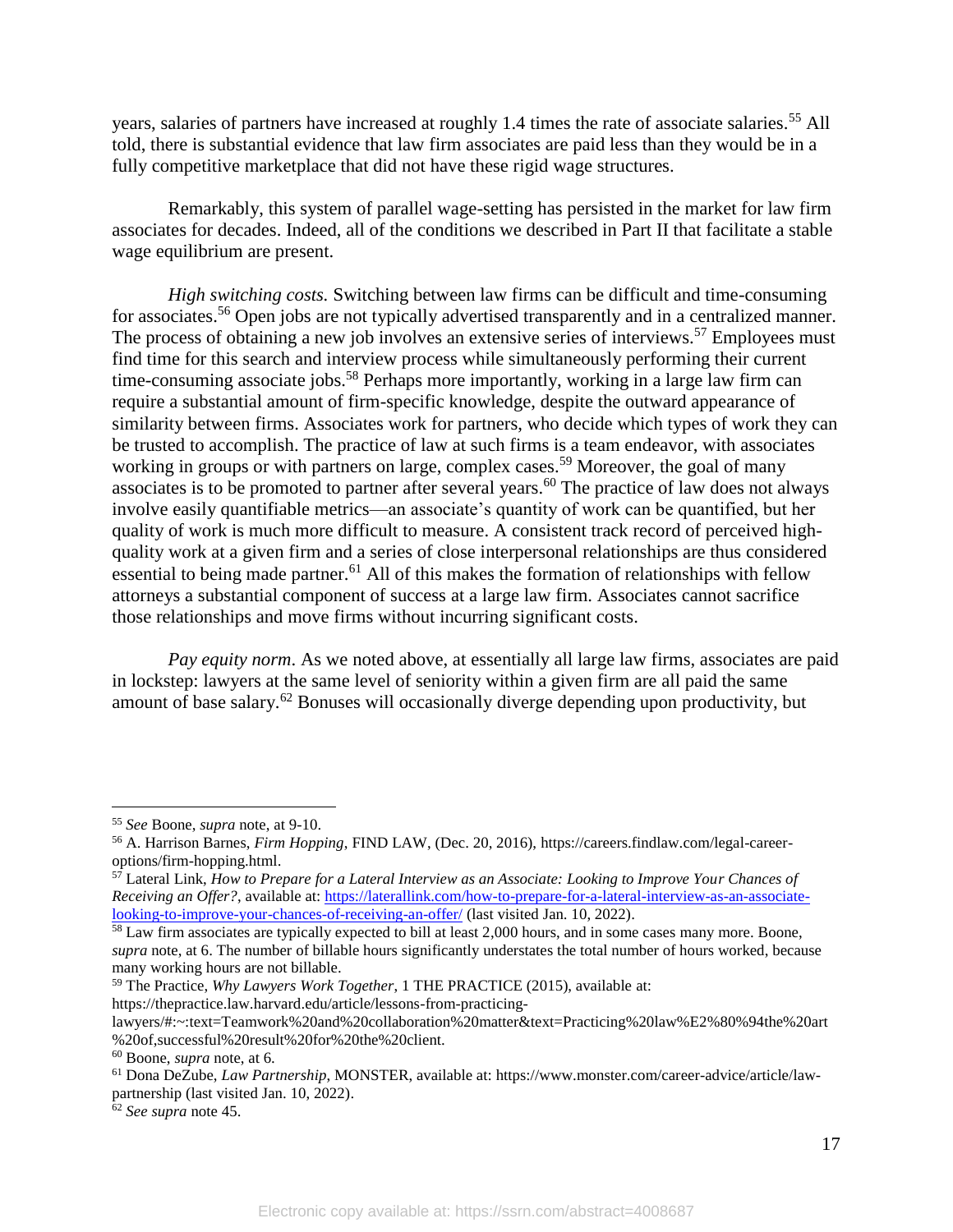years, salaries of partners have increased at roughly 1.4 times the rate of associate salaries.[55] All told, there is substantial evidence that law firm associates are paid less than they would be in a fully competitive marketplace that did not have these rigid wage structures.

Remarkably, this system of parallel wage-setting has persisted in the market for law firm associates for decades. Indeed, all of the conditions we described in Part II that facilitate a stable wage equilibrium are present.

*High switching costs.* Switching between law firms can be difficult and time-consuming for associates.[56] Open jobs are not typically advertised transparently and in a centralized manner. The process of obtaining a new job involves an extensive series of interviews.[57] Employees must find time for this search and interview process while simultaneously performing their current time-consuming associate jobs.[58] Perhaps more importantly, working in a large law firm can require a substantial amount of firm-specific knowledge, despite the outward appearance of similarity between firms. Associates work for partners, who decide which types of work they can be trusted to accomplish. The practice of law at such firms is a team endeavor, with associates working in groups or with partners on large, complex cases.[59] Moreover, the goal of many associates is to be promoted to partner after several years.[60] The practice of law does not always involve easily quantifiable metrics—an associate's quantity of work can be quantified, but her quality of work is much more difficult to measure. A consistent track record of perceived high-quality work at a given firm and a series of close interpersonal relationships are thus considered essential to being made partner.[61] All of this makes the formation of relationships with fellow attorneys a substantial component of success at a large law firm. Associates cannot sacrifice those relationships and move firms without incurring significant costs.

*Pay equity norm*. As we noted above, at essentially all large law firms, associates are paid in lockstep: lawyers at the same level of seniority within a given firm are all paid the same amount of base salary.[62] Bonuses will occasionally diverge depending upon productivity, but

---

[55] *See* Boone, *supra* note, at 9-10.

[56] A. Harrison Barnes, *Firm Hopping*, FIND LAW, (Dec. 20, 2016), https://careers.findlaw.com/legal-career-options/firm-hopping.html.

[57] Lateral Link, *How to Prepare for a Lateral Interview as an Associate: Looking to Improve Your Chances of Receiving an Offer?*, available at: https://laterallink.com/how-to-prepare-for-a-lateral-interview-as-an-associate-looking-to-improve-your-chances-of-receiving-an-offer/ (last visited Jan. 10, 2022).

[58] Law firm associates are typically expected to bill at least 2,000 hours, and in some cases many more. Boone, *supra* note, at 6. The number of billable hours significantly understates the total number of hours worked, because many working hours are not billable.

[59] The Practice, *Why Lawyers Work Together*, 1 THE PRACTICE (2015), available at: https://thepractice.law.harvard.edu/article/lessons-from-practicing-lawyers/#:~:text=Teamwork%20and%20collaboration%20matter&text=Practicing%20law%E2%80%94the%20art%20of,successful%20result%20for%20the%20client.

[60] Boone, *supra* note, at 6.

[61] Dona DeZube, *Law Partnership*, MONSTER, available at: https://www.monster.com/career-advice/article/law-partnership (last visited Jan. 10, 2022).

[62] *See supra* note 45.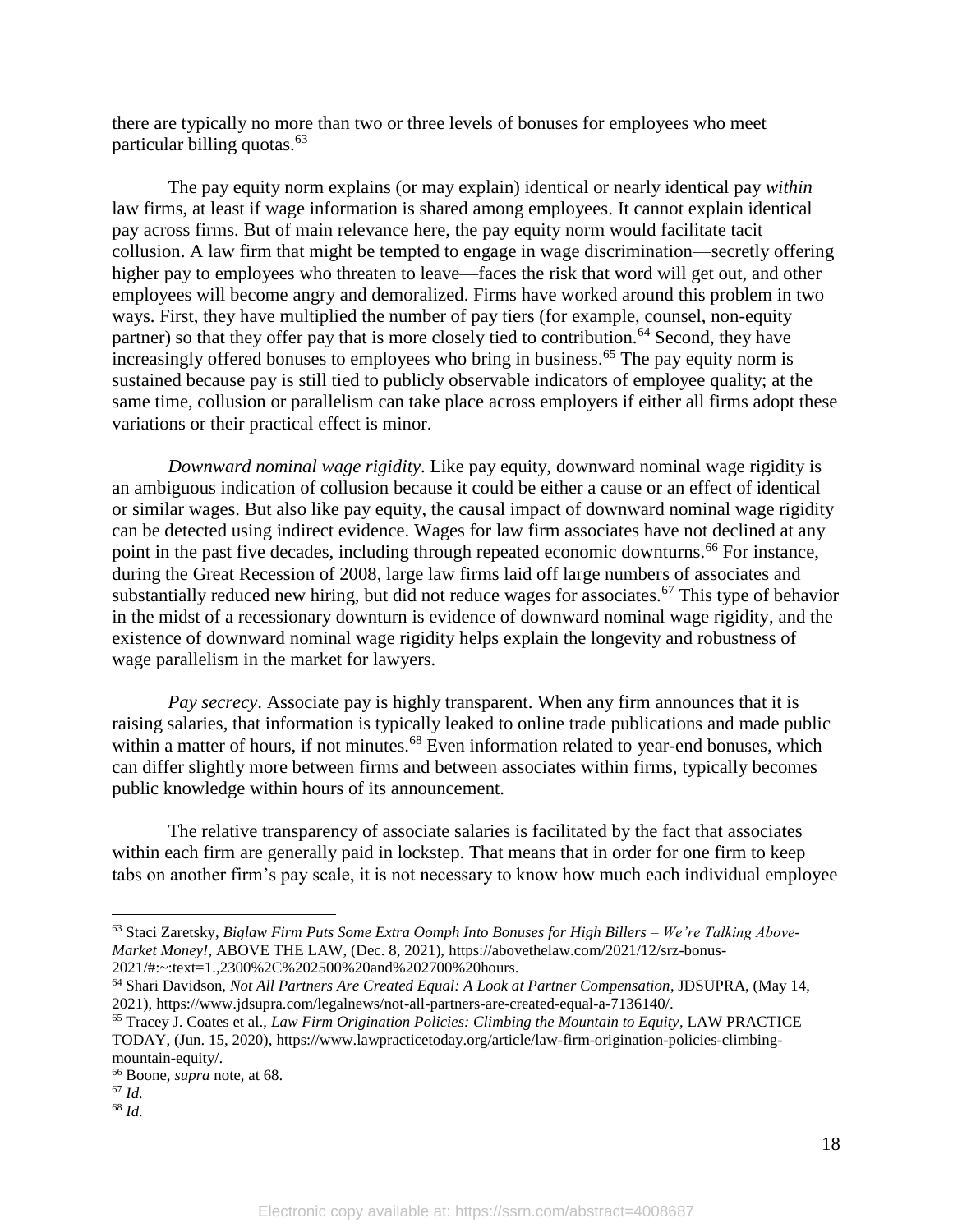there are typically no more than two or three levels of bonuses for employees who meet particular billing quotas.[63]

The pay equity norm explains (or may explain) identical or nearly identical pay *within* law firms, at least if wage information is shared among employees. It cannot explain identical pay across firms. But of main relevance here, the pay equity norm would facilitate tacit collusion. A law firm that might be tempted to engage in wage discrimination—secretly offering higher pay to employees who threaten to leave—faces the risk that word will get out, and other employees will become angry and demoralized. Firms have worked around this problem in two ways. First, they have multiplied the number of pay tiers (for example, counsel, non-equity partner) so that they offer pay that is more closely tied to contribution.[64] Second, they have increasingly offered bonuses to employees who bring in business.[65] The pay equity norm is sustained because pay is still tied to publicly observable indicators of employee quality; at the same time, collusion or parallelism can take place across employers if either all firms adopt these variations or their practical effect is minor.

*Downward nominal wage rigidity*. Like pay equity, downward nominal wage rigidity is an ambiguous indication of collusion because it could be either a cause or an effect of identical or similar wages. But also like pay equity, the causal impact of downward nominal wage rigidity can be detected using indirect evidence. Wages for law firm associates have not declined at any point in the past five decades, including through repeated economic downturns.[66] For instance, during the Great Recession of 2008, large law firms laid off large numbers of associates and substantially reduced new hiring, but did not reduce wages for associates.[67] This type of behavior in the midst of a recessionary downturn is evidence of downward nominal wage rigidity, and the existence of downward nominal wage rigidity helps explain the longevity and robustness of wage parallelism in the market for lawyers.

*Pay secrecy*. Associate pay is highly transparent. When any firm announces that it is raising salaries, that information is typically leaked to online trade publications and made public within a matter of hours, if not minutes.[68] Even information related to year-end bonuses, which can differ slightly more between firms and between associates within firms, typically becomes public knowledge within hours of its announcement.

The relative transparency of associate salaries is facilitated by the fact that associates within each firm are generally paid in lockstep. That means that in order for one firm to keep tabs on another firm's pay scale, it is not necessary to know how much each individual employee

---

[63] Staci Zaretsky, *Biglaw Firm Puts Some Extra Oomph Into Bonuses for High Billers – We're Talking Above-Market Money!*, ABOVE THE LAW, (Dec. 8, 2021), https://abovethelaw.com/2021/12/srz-bonus-2021/#:~:text=1.,2300%2C%202500%20and%202700%20hours.

[64] Shari Davidson, *Not All Partners Are Created Equal: A Look at Partner Compensation*, JDSUPRA, (May 14, 2021), https://www.jdsupra.com/legalnews/not-all-partners-are-created-equal-a-7136140/.

[65] Tracey J. Coates et al., *Law Firm Origination Policies: Climbing the Mountain to Equity*, LAW PRACTICE TODAY, (Jun. 15, 2020), https://www.lawpracticetoday.org/article/law-firm-origination-policies-climbing-mountain-equity/.

[66] Boone, *supra* note, at 68.

[67] *Id.*

[68] *Id.*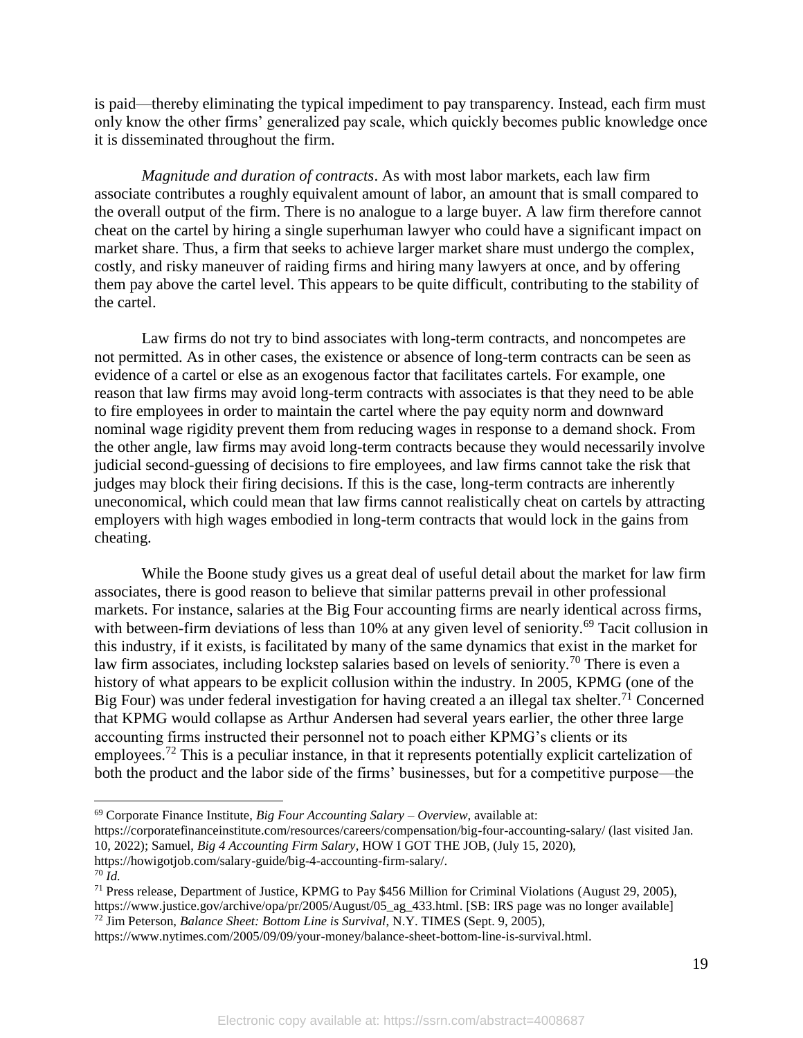is paid—thereby eliminating the typical impediment to pay transparency. Instead, each firm must only know the other firms' generalized pay scale, which quickly becomes public knowledge once it is disseminated throughout the firm.

*Magnitude and duration of contracts*. As with most labor markets, each law firm associate contributes a roughly equivalent amount of labor, an amount that is small compared to the overall output of the firm. There is no analogue to a large buyer. A law firm therefore cannot cheat on the cartel by hiring a single superhuman lawyer who could have a significant impact on market share. Thus, a firm that seeks to achieve larger market share must undergo the complex, costly, and risky maneuver of raiding firms and hiring many lawyers at once, and by offering them pay above the cartel level. This appears to be quite difficult, contributing to the stability of the cartel.

Law firms do not try to bind associates with long-term contracts, and noncompetes are not permitted. As in other cases, the existence or absence of long-term contracts can be seen as evidence of a cartel or else as an exogenous factor that facilitates cartels. For example, one reason that law firms may avoid long-term contracts with associates is that they need to be able to fire employees in order to maintain the cartel where the pay equity norm and downward nominal wage rigidity prevent them from reducing wages in response to a demand shock. From the other angle, law firms may avoid long-term contracts because they would necessarily involve judicial second-guessing of decisions to fire employees, and law firms cannot take the risk that judges may block their firing decisions. If this is the case, long-term contracts are inherently uneconomical, which could mean that law firms cannot realistically cheat on cartels by attracting employers with high wages embodied in long-term contracts that would lock in the gains from cheating.

While the Boone study gives us a great deal of useful detail about the market for law firm associates, there is good reason to believe that similar patterns prevail in other professional markets. For instance, salaries at the Big Four accounting firms are nearly identical across firms, with between-firm deviations of less than 10% at any given level of seniority.[69] Tacit collusion in this industry, if it exists, is facilitated by many of the same dynamics that exist in the market for law firm associates, including lockstep salaries based on levels of seniority.[70] There is even a history of what appears to be explicit collusion within the industry. In 2005, KPMG (one of the Big Four) was under federal investigation for having created a an illegal tax shelter.[71] Concerned that KPMG would collapse as Arthur Andersen had several years earlier, the other three large accounting firms instructed their personnel not to poach either KPMG's clients or its employees.[72] This is a peculiar instance, in that it represents potentially explicit cartelization of both the product and the labor side of the firms' businesses, but for a competitive purpose—the

---

[69] Corporate Finance Institute, *Big Four Accounting Salary – Overview*, available at: https://corporatefinanceinstitute.com/resources/careers/compensation/big-four-accounting-salary/ (last visited Jan. 10, 2022); Samuel, *Big 4 Accounting Firm Salary*, HOW I GOT THE JOB, (July 15, 2020), https://howigotjob.com/salary-guide/big-4-accounting-firm-salary/.

[70] *Id.*

[71] Press release, Department of Justice, KPMG to Pay $456 Million for Criminal Violations (August 29, 2005), https://www.justice.gov/archive/opa/pr/2005/August/05_ag_433.html. [SB: IRS page was no longer available]

[72] Jim Peterson, *Balance Sheet: Bottom Line is Survival*, N.Y. TIMES (Sept. 9, 2005), https://www.nytimes.com/2005/09/09/your-money/balance-sheet-bottom-line-is-survival.html.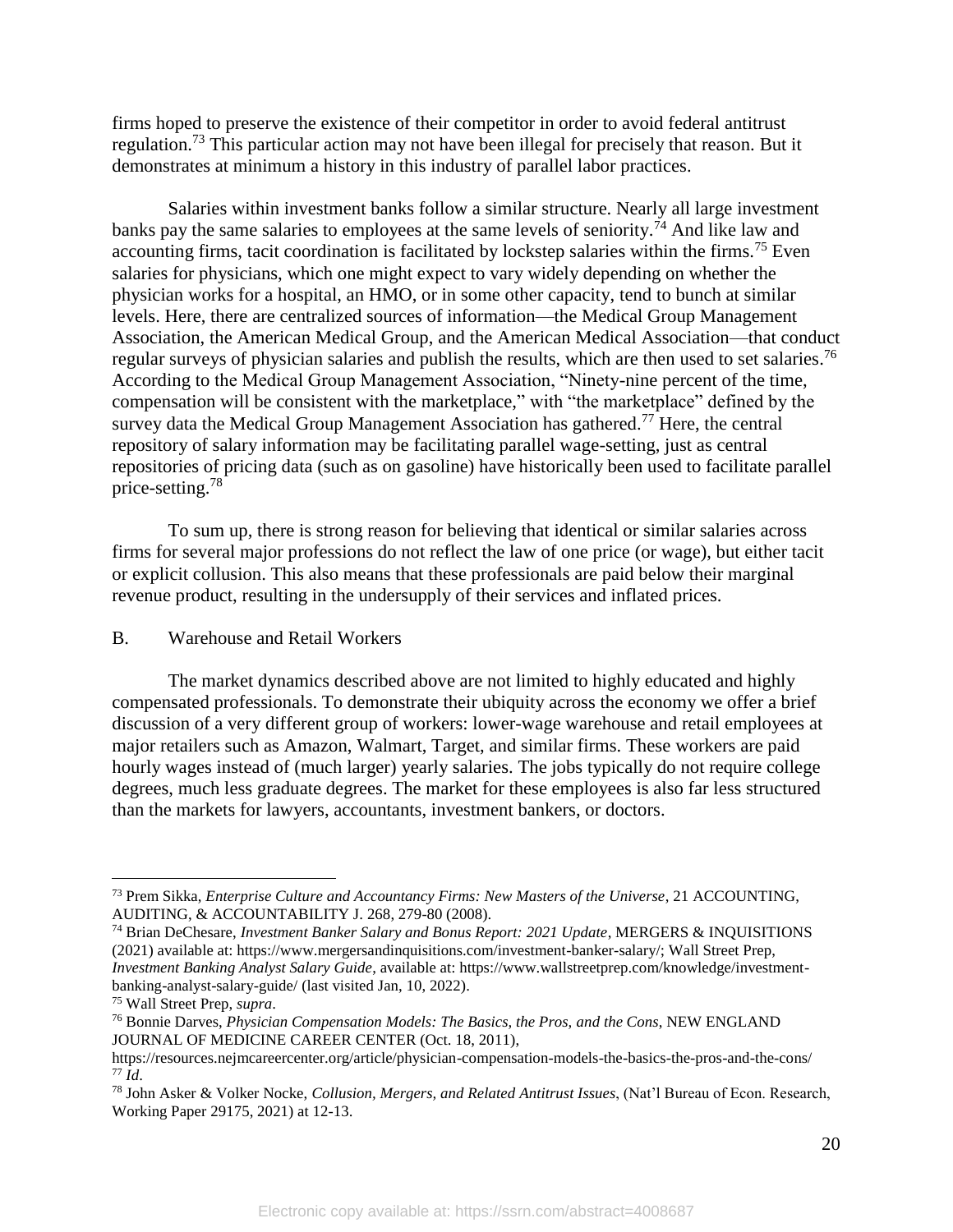firms hoped to preserve the existence of their competitor in order to avoid federal antitrust regulation.[73] This particular action may not have been illegal for precisely that reason. But it demonstrates at minimum a history in this industry of parallel labor practices.

Salaries within investment banks follow a similar structure. Nearly all large investment banks pay the same salaries to employees at the same levels of seniority.[74] And like law and accounting firms, tacit coordination is facilitated by lockstep salaries within the firms.[75] Even salaries for physicians, which one might expect to vary widely depending on whether the physician works for a hospital, an HMO, or in some other capacity, tend to bunch at similar levels. Here, there are centralized sources of information—the Medical Group Management Association, the American Medical Group, and the American Medical Association—that conduct regular surveys of physician salaries and publish the results, which are then used to set salaries.[76] According to the Medical Group Management Association, "Ninety-nine percent of the time, compensation will be consistent with the marketplace," with "the marketplace" defined by the survey data the Medical Group Management Association has gathered.[77] Here, the central repository of salary information may be facilitating parallel wage-setting, just as central repositories of pricing data (such as on gasoline) have historically been used to facilitate parallel price-setting.[78]

To sum up, there is strong reason for believing that identical or similar salaries across firms for several major professions do not reflect the law of one price (or wage), but either tacit or explicit collusion. This also means that these professionals are paid below their marginal revenue product, resulting in the undersupply of their services and inflated prices.

## B. Warehouse and Retail Workers

The market dynamics described above are not limited to highly educated and highly compensated professionals. To demonstrate their ubiquity across the economy we offer a brief discussion of a very different group of workers: lower-wage warehouse and retail employees at major retailers such as Amazon, Walmart, Target, and similar firms. These workers are paid hourly wages instead of (much larger) yearly salaries. The jobs typically do not require college degrees, much less graduate degrees. The market for these employees is also far less structured than the markets for lawyers, accountants, investment bankers, or doctors.

---

[73] Prem Sikka, *Enterprise Culture and Accountancy Firms: New Masters of the Universe*, 21 ACCOUNTING, AUDITING, & ACCOUNTABILITY J. 268, 279-80 (2008).

[74] Brian DeChesare, *Investment Banker Salary and Bonus Report: 2021 Update*, MERGERS & INQUISITIONS (2021) available at: https://www.mergersandinquisitions.com/investment-banker-salary/; Wall Street Prep, *Investment Banking Analyst Salary Guide*, available at: https://www.wallstreetprep.com/knowledge/investment-banking-analyst-salary-guide/ (last visited Jan, 10, 2022).

[75] Wall Street Prep, *supra*.

[76] Bonnie Darves, *Physician Compensation Models: The Basics, the Pros, and the Cons*, NEW ENGLAND JOURNAL OF MEDICINE CAREER CENTER (Oct. 18, 2011), https://resources.nejmcareercenter.org/article/physician-compensation-models-the-basics-the-pros-and-the-cons/

[77] *Id*.

[78] John Asker & Volker Nocke, *Collusion, Mergers, and Related Antitrust Issues*, (Nat'l Bureau of Econ. Research, Working Paper 29175, 2021) at 12-13.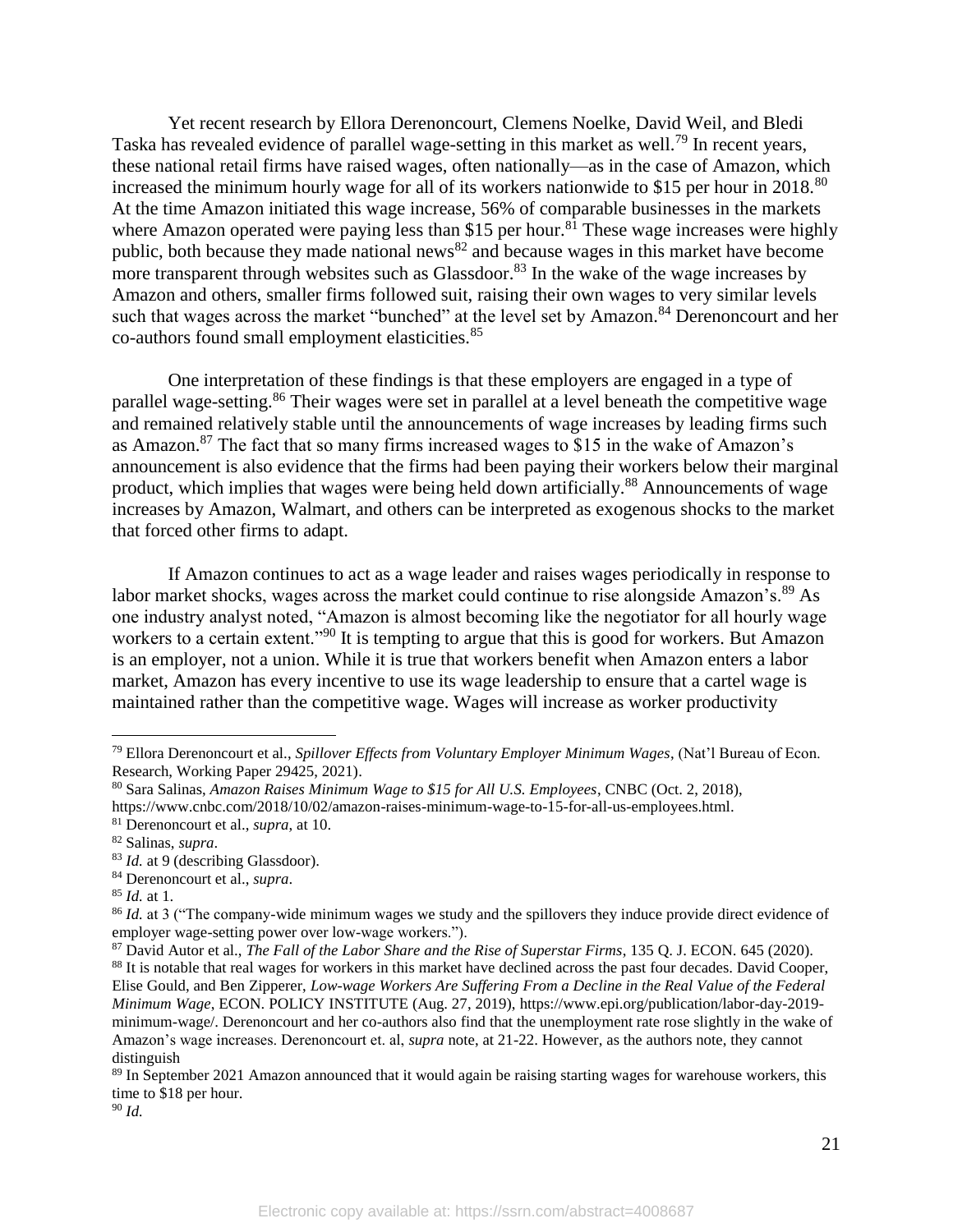Yet recent research by Ellora Derenoncourt, Clemens Noelke, David Weil, and Bledi Taska has revealed evidence of parallel wage-setting in this market as well.[79] In recent years, these national retail firms have raised wages, often nationally—as in the case of Amazon, which increased the minimum hourly wage for all of its workers nationwide to $15 per hour in 2018.[80] At the time Amazon initiated this wage increase, 56% of comparable businesses in the markets where Amazon operated were paying less than $15 per hour.[81] These wage increases were highly public, both because they made national news[82] and because wages in this market have become more transparent through websites such as Glassdoor.[83] In the wake of the wage increases by Amazon and others, smaller firms followed suit, raising their own wages to very similar levels such that wages across the market "bunched" at the level set by Amazon.[84] Derenoncourt and her co-authors found small employment elasticities.[85]

One interpretation of these findings is that these employers are engaged in a type of parallel wage-setting.[86] Their wages were set in parallel at a level beneath the competitive wage and remained relatively stable until the announcements of wage increases by leading firms such as Amazon.[87] The fact that so many firms increased wages to $15 in the wake of Amazon's announcement is also evidence that the firms had been paying their workers below their marginal product, which implies that wages were being held down artificially.[88] Announcements of wage increases by Amazon, Walmart, and others can be interpreted as exogenous shocks to the market that forced other firms to adapt.

If Amazon continues to act as a wage leader and raises wages periodically in response to labor market shocks, wages across the market could continue to rise alongside Amazon's.[89] As one industry analyst noted, "Amazon is almost becoming like the negotiator for all hourly wage workers to a certain extent."[90] It is tempting to argue that this is good for workers. But Amazon is an employer, not a union. While it is true that workers benefit when Amazon enters a labor market, Amazon has every incentive to use its wage leadership to ensure that a cartel wage is maintained rather than the competitive wage. Wages will increase as worker productivity

---

[79] Ellora Derenoncourt et al., *Spillover Effects from Voluntary Employer Minimum Wages*, (Nat'l Bureau of Econ. Research, Working Paper 29425, 2021).

[80] Sara Salinas, *Amazon Raises Minimum Wage to $15 for All U.S. Employees*, CNBC (Oct. 2, 2018), https://www.cnbc.com/2018/10/02/amazon-raises-minimum-wage-to-15-for-all-us-employees.html.

[81] Derenoncourt et al., *supra*, at 10.

[82] Salinas, *supra*.

[83] *Id.* at 9 (describing Glassdoor).

[84] Derenoncourt et al., *supra*.

[85] *Id.* at 1.

[86] *Id.* at 3 ("The company-wide minimum wages we study and the spillovers they induce provide direct evidence of employer wage-setting power over low-wage workers.").

[87] David Autor et al., *The Fall of the Labor Share and the Rise of Superstar Firms*, 135 Q. J. ECON. 645 (2020).

[88] It is notable that real wages for workers in this market have declined across the past four decades. David Cooper, Elise Gould, and Ben Zipperer, *Low-wage Workers Are Suffering From a Decline in the Real Value of the Federal Minimum Wage*, ECON. POLICY INSTITUTE (Aug. 27, 2019), https://www.epi.org/publication/labor-day-2019-minimum-wage/. Derenoncourt and her co-authors also find that the unemployment rate rose slightly in the wake of Amazon's wage increases. Derenoncourt et. al, *supra* note, at 21-22. However, as the authors note, they cannot distinguish

[89] In September 2021 Amazon announced that it would again be raising starting wages for warehouse workers, this time to $18 per hour.

[90] *Id.*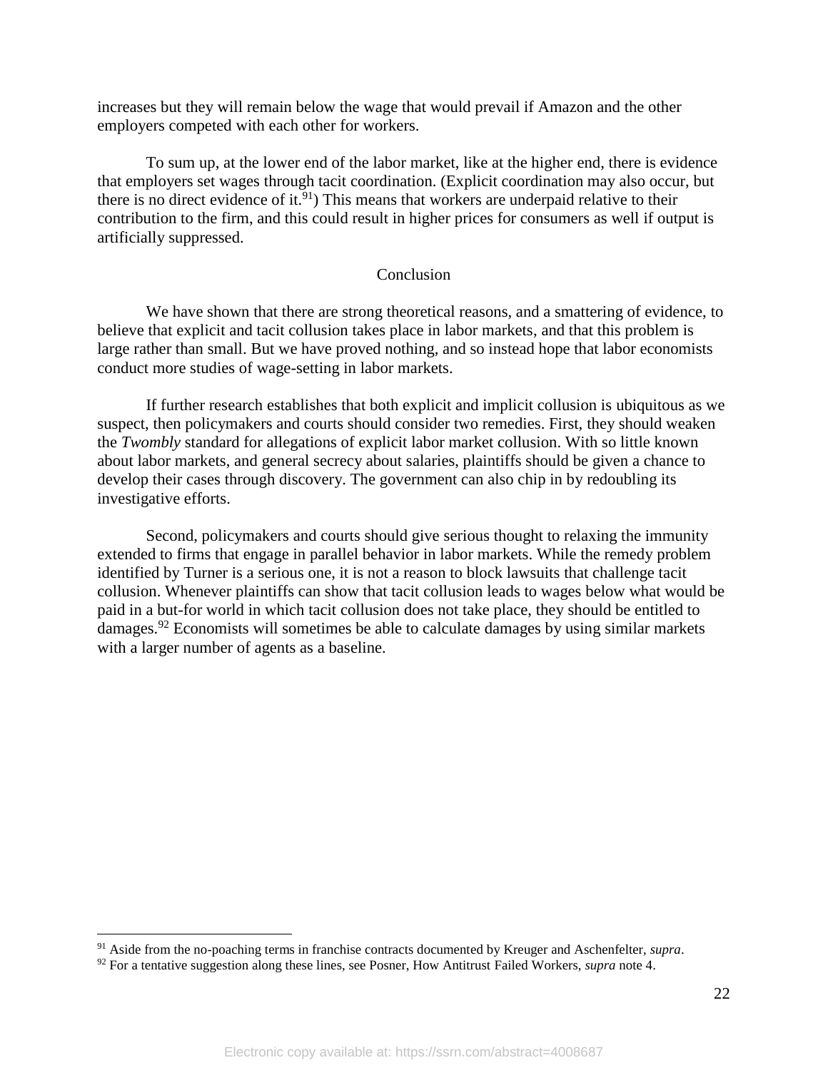increases but they will remain below the wage that would prevail if Amazon and the other employers competed with each other for workers.

To sum up, at the lower end of the labor market, like at the higher end, there is evidence that employers set wages through tacit coordination. (Explicit coordination may also occur, but there is no direct evidence of it.[91]) This means that workers are underpaid relative to their contribution to the firm, and this could result in higher prices for consumers as well if output is artificially suppressed.

## Conclusion

We have shown that there are strong theoretical reasons, and a smattering of evidence, to believe that explicit and tacit collusion takes place in labor markets, and that this problem is large rather than small. But we have proved nothing, and so instead hope that labor economists conduct more studies of wage-setting in labor markets.

If further research establishes that both explicit and implicit collusion is ubiquitous as we suspect, then policymakers and courts should consider two remedies. First, they should weaken the *Twombly* standard for allegations of explicit labor market collusion. With so little known about labor markets, and general secrecy about salaries, plaintiffs should be given a chance to develop their cases through discovery. The government can also chip in by redoubling its investigative efforts.

Second, policymakers and courts should give serious thought to relaxing the immunity extended to firms that engage in parallel behavior in labor markets. While the remedy problem identified by Turner is a serious one, it is not a reason to block lawsuits that challenge tacit collusion. Whenever plaintiffs can show that tacit collusion leads to wages below what would be paid in a but-for world in which tacit collusion does not take place, they should be entitled to damages.[92] Economists will sometimes be able to calculate damages by using similar markets with a larger number of agents as a baseline.

---

[91] Aside from the no-poaching terms in franchise contracts documented by Kreuger and Aschenfelter, *supra*.

[92] For a tentative suggestion along these lines, see Posner, How Antitrust Failed Workers, *supra* note 4.